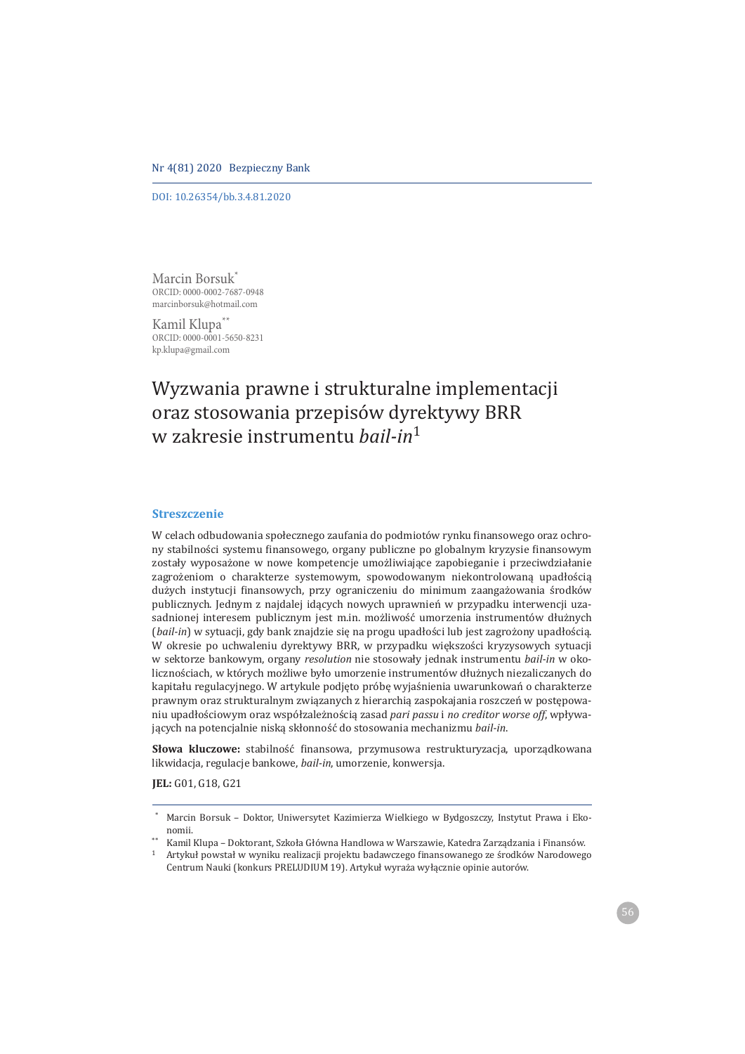DOI: 10.26354/bb.3.4.81.2020

Marcin Borsuk*
ORCID: 0000-0002-7687-0948
marcinborsuk@hotmail.com

Kamil Klupa**
ORCID: 0000-0001-5650-8231
kp.klupa@gmail.com

# Wyzwania prawne i strukturalne implementacji oraz stosowania przepisów dyrektywy BRR w zakresie instrumentu *bail-in*[1]

## Streszczenie

W celach odbudowania społecznego zaufania do podmiotów rynku finansowego oraz ochrony stabilności systemu finansowego, organy publiczne po globalnym kryzysie finansowym zostały wyposażone w nowe kompetencje umożliwiające zapobieganie i przeciwdziałanie zagrożeniom o charakterze systemowym, spowodowanym niekontrolowaną upadłością dużych instytucji finansowych, przy ograniczeniu do minimum zaangażowania środków publicznych. Jednym z najdalej idących nowych uprawnień w przypadku interwencji uzasadnionej interesem publicznym jest m.in. możliwość umorzenia instrumentów dłużnych (*bail-in*) w sytuacji, gdy bank znajdzie się na progu upadłości lub jest zagrożony upadłością. W okresie po uchwaleniu dyrektywy BRR, w przypadku większości kryzysowych sytuacji w sektorze bankowym, organy *resolution* nie stosowały jednak instrumentu *bail-in* w okolicznościach, w których możliwe było umorzenie instrumentów dłużnych niezaliczanych do kapitału regulacyjnego. W artykule podjęto próbę wyjaśnienia uwarunkowań o charakterze prawnym oraz strukturalnym związanych z hierarchią zaspokajania roszczeń w postępowaniu upadłościowym oraz współzależnością zasad *pari passu* i *no creditor worse off*, wpływających na potencjalnie niską skłonność do stosowania mechanizmu *bail-in*.

**Słowa kluczowe:** stabilność finansowa, przymusowa restrukturyzacja, uporządkowana likwidacja, regulacje bankowe, *bail-in*, umorzenie, konwersja.

**JEL:** G01, G18, G21

---

\* Marcin Borsuk – Doktor, Uniwersytet Kazimierza Wielkiego w Bydgoszczy, Instytut Prawa i Ekonomii.

\*\* Kamil Klupa – Doktorant, Szkoła Główna Handlowa w Warszawie, Katedra Zarządzania i Finansów.

[1] Artykuł powstał w wyniku realizacji projektu badawczego finansowanego ze środków Narodowego Centrum Nauki (konkurs PRELUDIUM 19). Artykuł wyraża wyłącznie opinie autorów.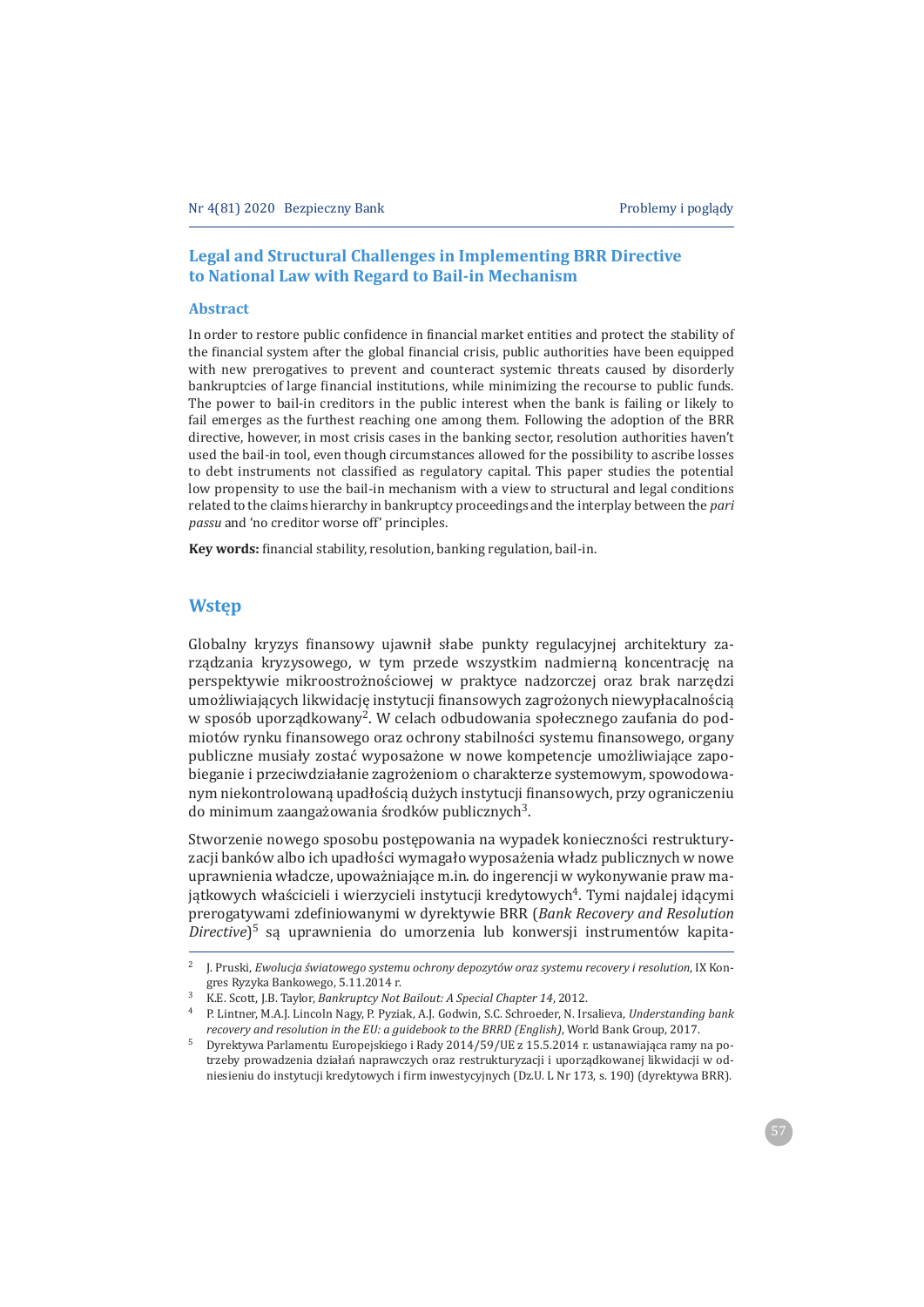## Legal and Structural Challenges in Implementing BRR Directive to National Law with Regard to Bail-in Mechanism

### Abstract

In order to restore public confidence in financial market entities and protect the stability of the financial system after the global financial crisis, public authorities have been equipped with new prerogatives to prevent and counteract systemic threats caused by disorderly bankruptcies of large financial institutions, while minimizing the recourse to public funds. The power to bail-in creditors in the public interest when the bank is failing or likely to fail emerges as the furthest reaching one among them. Following the adoption of the BRR directive, however, in most crisis cases in the banking sector, resolution authorities haven't used the bail-in tool, even though circumstances allowed for the possibility to ascribe losses to debt instruments not classified as regulatory capital. This paper studies the potential low propensity to use the bail-in mechanism with a view to structural and legal conditions related to the claims hierarchy in bankruptcy proceedings and the interplay between the *pari passu* and 'no creditor worse off' principles.

**Key words:** financial stability, resolution, banking regulation, bail-in.

## Wstęp

Globalny kryzys finansowy ujawnił słabe punkty regulacyjnej architektury zarządzania kryzysowego, w tym przede wszystkim nadmierną koncentrację na perspektywie mikroostrożnościowej w praktyce nadzorczej oraz brak narzędzi umożliwiających likwidację instytucji finansowych zagrożonych niewypłacalnością w sposób uporządkowany[2]. W celach odbudowania społecznego zaufania do podmiotów rynku finansowego oraz ochrony stabilności systemu finansowego, organy publiczne musiały zostać wyposażone w nowe kompetencje umożliwiające zapobieganie i przeciwdziałanie zagrożeniom o charakterze systemowym, spowodowanym niekontrolowaną upadłością dużych instytucji finansowych, przy ograniczeniu do minimum zaangażowania środków publicznych[3].

Stworzenie nowego sposobu postępowania na wypadek konieczności restrukturyzacji banków albo ich upadłości wymagało wyposażenia władz publicznych w nowe uprawnienia władcze, upoważniające m.in. do ingerencji w wykonywanie praw majątkowych właścicieli i wierzycieli instytucji kredytowych[4]. Tymi najdalej idącymi prerogatywami zdefiniowanymi w dyrektywie BRR (*Bank Recovery and Resolution Directive*)[5] są uprawnienia do umorzenia lub konwersji instrumentów kapita-

---

[2] J. Pruski, *Ewolucja światowego systemu ochrony depozytów oraz systemu recovery i resolution*, IX Kongres Ryzyka Bankowego, 5.11.2014 r.

[3] K.E. Scott, J.B. Taylor, *Bankruptcy Not Bailout: A Special Chapter 14*, 2012.

[4] P. Lintner, M.A.J. Lincoln Nagy, P. Pyziak, A.J. Godwin, S.C. Schroeder, N. Irsalieva, *Understanding bank recovery and resolution in the EU: a guidebook to the BRRD (English)*, World Bank Group, 2017.

[5] Dyrektywa Parlamentu Europejskiego i Rady 2014/59/UE z 15.5.2014 r. ustanawiająca ramy na potrzeby prowadzenia działań naprawczych oraz restrukturyzacji i uporządkowanej likwidacji w odniesieniu do instytucji kredytowych i firm inwestycyjnych (Dz.U. L Nr 173, s. 190) (dyrektywa BRR).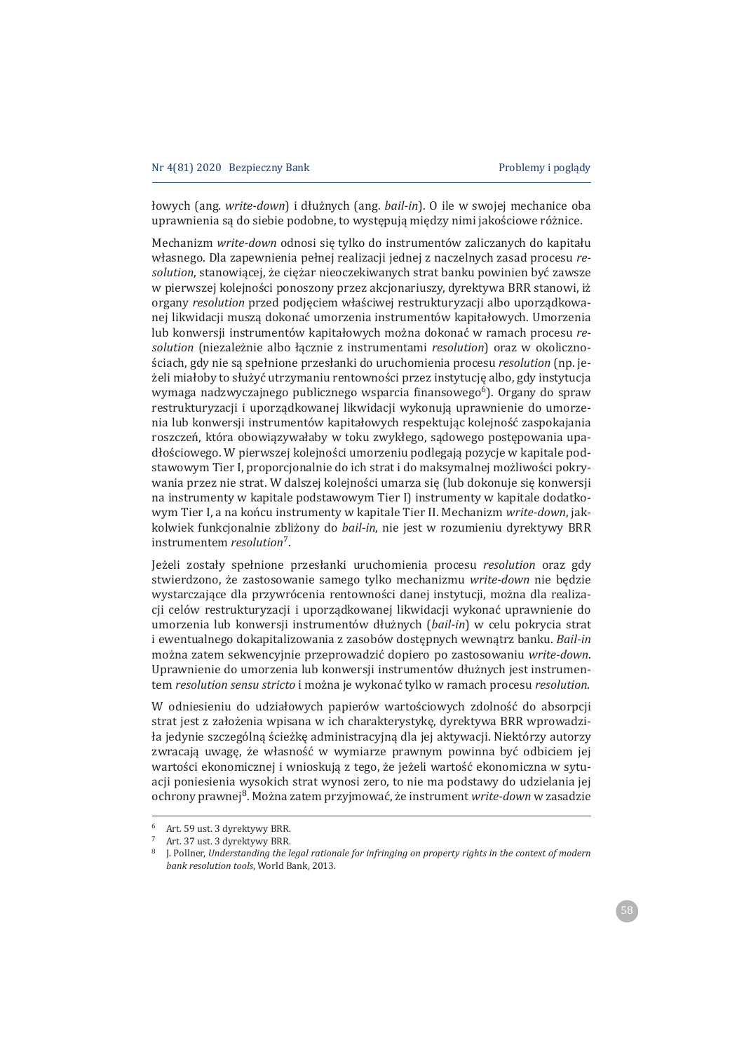łowych (ang. *write-down*) i dłużnych (ang. *bail-in*). O ile w swojej mechanice oba uprawnienia są do siebie podobne, to występują między nimi jakościowe różnice.

Mechanizm *write-down* odnosi się tylko do instrumentów zaliczanych do kapitału własnego. Dla zapewnienia pełnej realizacji jednej z naczelnych zasad procesu *resolution*, stanowiącej, że ciężar nieoczekiwanych strat banku powinien być zawsze w pierwszej kolejności ponoszony przez akcjonariuszy, dyrektywa BRR stanowi, iż organy *resolution* przed podjęciem właściwej restrukturyzacji albo uporządkowanej likwidacji muszą dokonać umorzenia instrumentów kapitałowych. Umorzenia lub konwersji instrumentów kapitałowych można dokonać w ramach procesu *resolution* (niezależnie albo łącznie z instrumentami *resolution*) oraz w okolicznościach, gdy nie są spełnione przesłanki do uruchomienia procesu *resolution* (np. jeżeli miałoby to służyć utrzymaniu rentowności przez instytucję albo, gdy instytucja wymaga nadzwyczajnego publicznego wsparcia finansowego[6]). Organy do spraw restrukturyzacji i uporządkowanej likwidacji wykonują uprawnienie do umorzenia lub konwersji instrumentów kapitałowych respektując kolejność zaspokajania roszczeń, która obowiązywałaby w toku zwykłego, sądowego postępowania upadłościowego. W pierwszej kolejności umorzeniu podlegają pozycje w kapitale podstawowym Tier I, proporcjonalnie do ich strat i do maksymalnej możliwości pokrywania przez nie strat. W dalszej kolejności umarza się (lub dokonuje się konwersji na instrumenty w kapitale podstawowym Tier I) instrumenty w kapitale dodatkowym Tier I, a na końcu instrumenty w kapitale Tier II. Mechanizm *write-down*, jakkolwiek funkcjonalnie zbliżony do *bail-in*, nie jest w rozumieniu dyrektywy BRR instrumentem *resolution*[7].

Jeżeli zostały spełnione przesłanki uruchomienia procesu *resolution* oraz gdy stwierdzono, że zastosowanie samego tylko mechanizmu *write-down* nie będzie wystarczające dla przywrócenia rentowności danej instytucji, można dla realizacji celów restrukturyzacji i uporządkowanej likwidacji wykonać uprawnienie do umorzenia lub konwersji instrumentów dłużnych (*bail-in*) w celu pokrycia strat i ewentualnego dokapitalizowania z zasobów dostępnych wewnątrz banku. *Bail-in* można zatem sekwencyjnie przeprowadzić dopiero po zastosowaniu *write-down*. Uprawnienie do umorzenia lub konwersji instrumentów dłużnych jest instrumentem *resolution sensu stricto* i można je wykonać tylko w ramach procesu *resolution*.

W odniesieniu do udziałowych papierów wartościowych zdolność do absorpcji strat jest z założenia wpisana w ich charakterystykę, dyrektywa BRR wprowadziła jedynie szczególną ścieżkę administracyjną dla jej aktywacji. Niektórzy autorzy zwracają uwagę, że własność w wymiarze prawnym powinna być odbiciem jej wartości ekonomicznej i wnioskują z tego, że jeżeli wartość ekonomiczna w sytuacji poniesienia wysokich strat wynosi zero, to nie ma podstawy do udzielania jej ochrony prawnej[8]. Można zatem przyjmować, że instrument *write-down* w zasadzie

---

[6] Art. 59 ust. 3 dyrektywy BRR.

[7] Art. 37 ust. 3 dyrektywy BRR.

[8] J. Pollner, *Understanding the legal rationale for infringing on property rights in the context of modern bank resolution tools*, World Bank, 2013.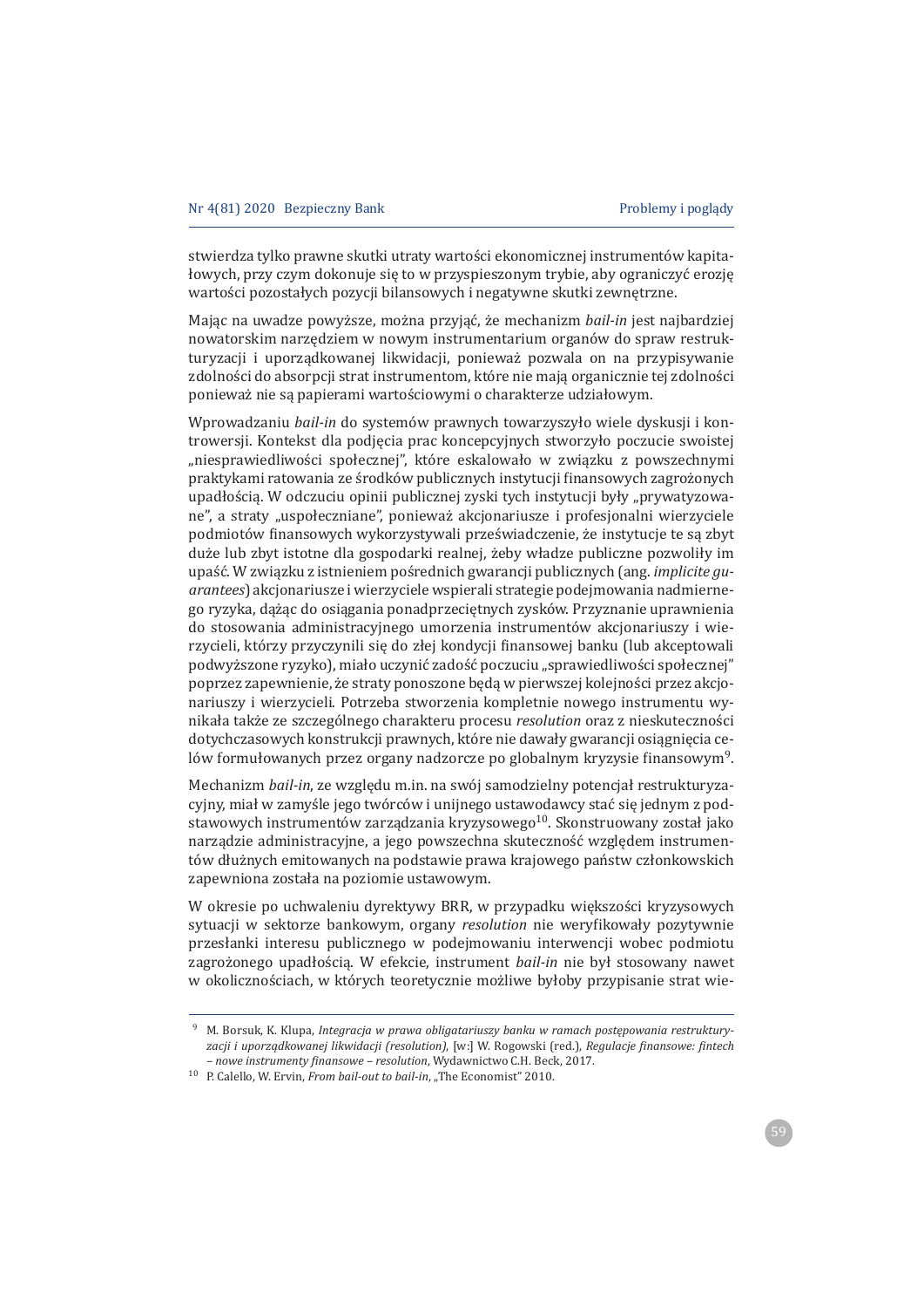stwierdza tylko prawne skutki utraty wartości ekonomicznej instrumentów kapitałowych, przy czym dokonuje się to w przyspieszonym trybie, aby ograniczyć erozję wartości pozostałych pozycji bilansowych i negatywne skutki zewnętrzne.

Mając na uwadze powyższe, można przyjąć, że mechanizm *bail-in* jest najbardziej nowatorskim narzędziem w nowym instrumentarium organów do spraw restrukturyzacji i uporządkowanej likwidacji, ponieważ pozwala on na przypisywanie zdolności do absorpcji strat instrumentom, które nie mają organicznie tej zdolności ponieważ nie są papierami wartościowymi o charakterze udziałowym.

Wprowadzaniu *bail-in* do systemów prawnych towarzyszyło wiele dyskusji i kontrowersji. Kontekst dla podjęcia prac koncepcyjnych stworzyło poczucie swoistej „niesprawiedliwości społecznej", które eskalowało w związku z powszechnymi praktykami ratowania ze środków publicznych instytucji finansowych zagrożonych upadłością. W odczuciu opinii publicznej zyski tych instytucji były „prywatyzowane", a straty „uspołeczniane", ponieważ akcjonariusze i profesjonalni wierzyciele podmiotów finansowych wykorzystywali przeświadczenie, że instytucje te są zbyt duże lub zbyt istotne dla gospodarki realnej, żeby władze publiczne pozwoliły im upaść. W związku z istnieniem pośrednich gwarancji publicznych (ang. *implicite guarantees*) akcjonariusze i wierzyciele wspierali strategie podejmowania nadmiernego ryzyka, dążąc do osiągania ponadprzeciętnych zysków. Przyznanie uprawnienia do stosowania administracyjnego umorzenia instrumentów akcjonariuszy i wierzycieli, którzy przyczynili się do złej kondycji finansowej banku (lub akceptowali podwyższone ryzyko), miało uczynić zadość poczuciu „sprawiedliwości społecznej" poprzez zapewnienie, że straty ponoszone będą w pierwszej kolejności przez akcjonariuszy i wierzycieli. Potrzeba stworzenia kompletnie nowego instrumentu wynikała także ze szczególnego charakteru procesu *resolution* oraz z nieskuteczności dotychczasowych konstrukcji prawnych, które nie dawały gwarancji osiągnięcia celów formułowanych przez organy nadzorcze po globalnym kryzysie finansowym[9].

Mechanizm *bail-in*, ze względu m.in. na swój samodzielny potencjał restrukturyzacyjny, miał w zamyśle jego twórców i unijnego ustawodawcy stać się jednym z podstawowych instrumentów zarządzania kryzysowego[10]. Skonstruowany został jako narządzie administracyjne, a jego powszechna skuteczność względem instrumentów dłużnych emitowanych na podstawie prawa krajowego państw członkowskich zapewniona została na poziomie ustawowym.

W okresie po uchwaleniu dyrektywy BRR, w przypadku większości kryzysowych sytuacji w sektorze bankowym, organy *resolution* nie weryfikowały pozytywnie przesłanki interesu publicznego w podejmowaniu interwencji wobec podmiotu zagrożonego upadłością. W efekcie, instrument *bail-in* nie był stosowany nawet w okolicznościach, w których teoretycznie możliwe byłoby przypisanie strat wie-

---

[9] M. Borsuk, K. Klupa, *Integracja w prawa obligatariuszy banku w ramach postępowania restrukturyzacji i uporządkowanej likwidacji (resolution)*, [w:] W. Rogowski (red.), *Regulacje finansowe: fintech – nowe instrumenty finansowe – resolution*, Wydawnictwo C.H. Beck, 2017.

[10] P. Calello, W. Ervin, *From bail-out to bail-in*, „The Economist" 2010.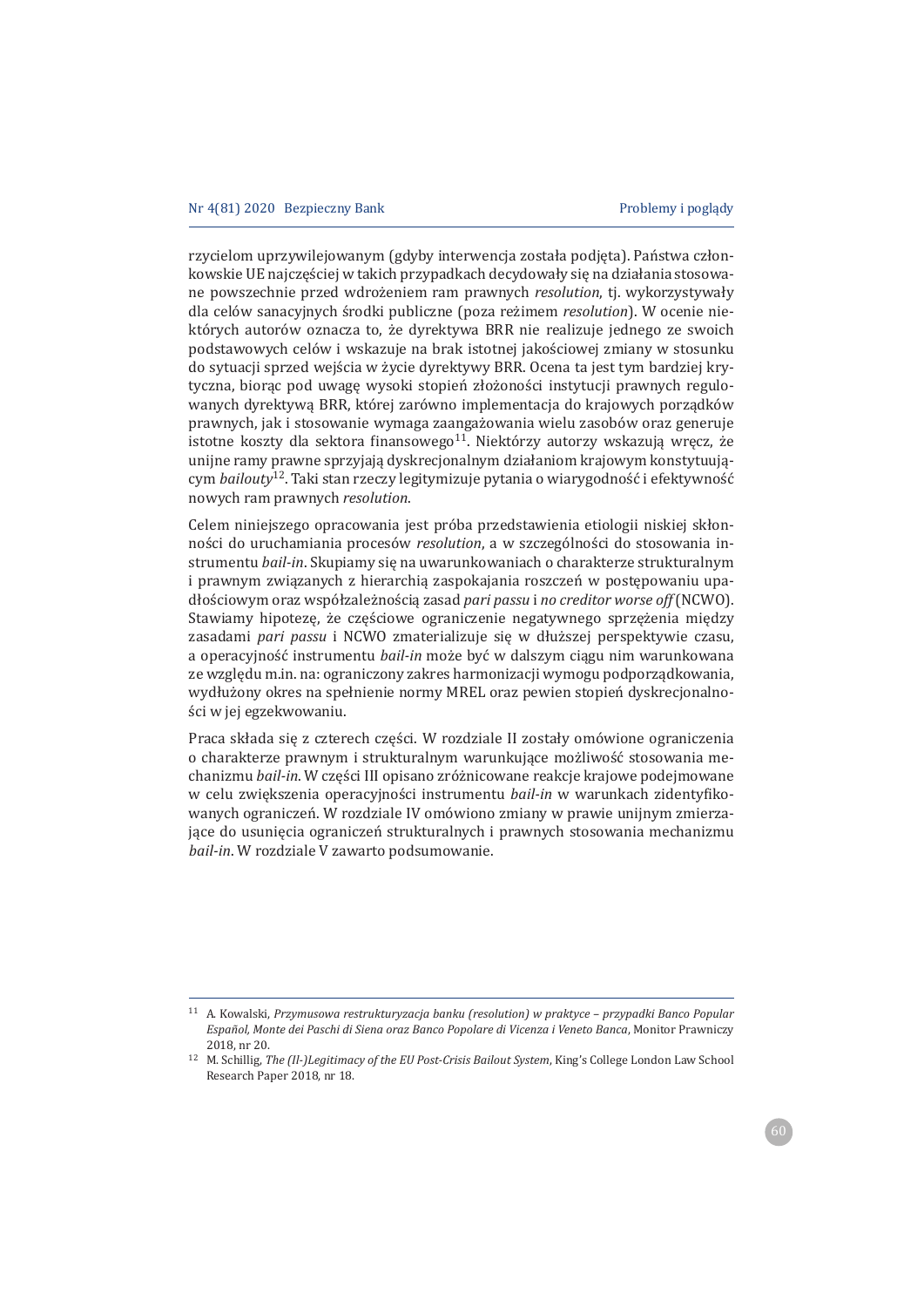rzycielom uprzywilejowanym (gdyby interwencja została podjęta). Państwa członkowskie UE najczęściej w takich przypadkach decydowały się na działania stosowane powszechnie przed wdrożeniem ram prawnych *resolution*, tj. wykorzystywały dla celów sanacyjnych środki publiczne (poza reżimem *resolution*). W ocenie niektórych autorów oznacza to, że dyrektywa BRR nie realizuje jednego ze swoich podstawowych celów i wskazuje na brak istotnej jakościowej zmiany w stosunku do sytuacji sprzed wejścia w życie dyrektywy BRR. Ocena ta jest tym bardziej krytyczna, biorąc pod uwagę wysoki stopień złożoności instytucji prawnych regulowanych dyrektywą BRR, której zarówno implementacja do krajowych porządków prawnych, jak i stosowanie wymaga zaangażowania wielu zasobów oraz generuje istotne koszty dla sektora finansowego[11]. Niektórzy autorzy wskazują wręcz, że unijne ramy prawne sprzyjają dyskrecjonalnym działaniom krajowym konstytuującym *bailouty*[12]. Taki stan rzeczy legitymizuje pytania o wiarygodność i efektywność nowych ram prawnych *resolution*.

Celem niniejszego opracowania jest próba przedstawienia etiologii niskiej skłonności do uruchamiania procesów *resolution*, a w szczególności do stosowania instrumentu *bail-in*. Skupiamy się na uwarunkowaniach o charakterze strukturalnym i prawnym związanych z hierarchią zaspokajania roszczeń w postępowaniu upadłościowym oraz współzależnością zasad *pari passu* i *no creditor worse off* (NCWO). Stawiamy hipotezę, że częściowe ograniczenie negatywnego sprzężenia między zasadami *pari passu* i NCWO zmaterializuje się w dłuższej perspektywie czasu, a operacyjność instrumentu *bail-in* może być w dalszym ciągu nim warunkowana ze względu m.in. na: ograniczony zakres harmonizacji wymogu podporządkowania, wydłużony okres na spełnienie normy MREL oraz pewien stopień dyskrecjonalności w jej egzekwowaniu.

Praca składa się z czterech części. W rozdziale II zostały omówione ograniczenia o charakterze prawnym i strukturalnym warunkujące możliwość stosowania mechanizmu *bail-in*. W części III opisano zróżnicowane reakcje krajowe podejmowane w celu zwiększenia operacyjności instrumentu *bail-in* w warunkach zidentyfikowanych ograniczeń. W rozdziale IV omówiono zmiany w prawie unijnym zmierzające do usunięcia ograniczeń strukturalnych i prawnych stosowania mechanizmu *bail-in*. W rozdziale V zawarto podsumowanie.

---

[11] A. Kowalski, *Przymusowa restrukturyzacja banku (resolution) w praktyce – przypadki Banco Popular Español, Monte dei Paschi di Siena oraz Banco Popolare di Vicenza i Veneto Banca*, Monitor Prawniczy 2018, nr 20.

[12] M. Schillig, *The (Il-)Legitimacy of the EU Post-Crisis Bailout System*, King's College London Law School Research Paper 2018, nr 18.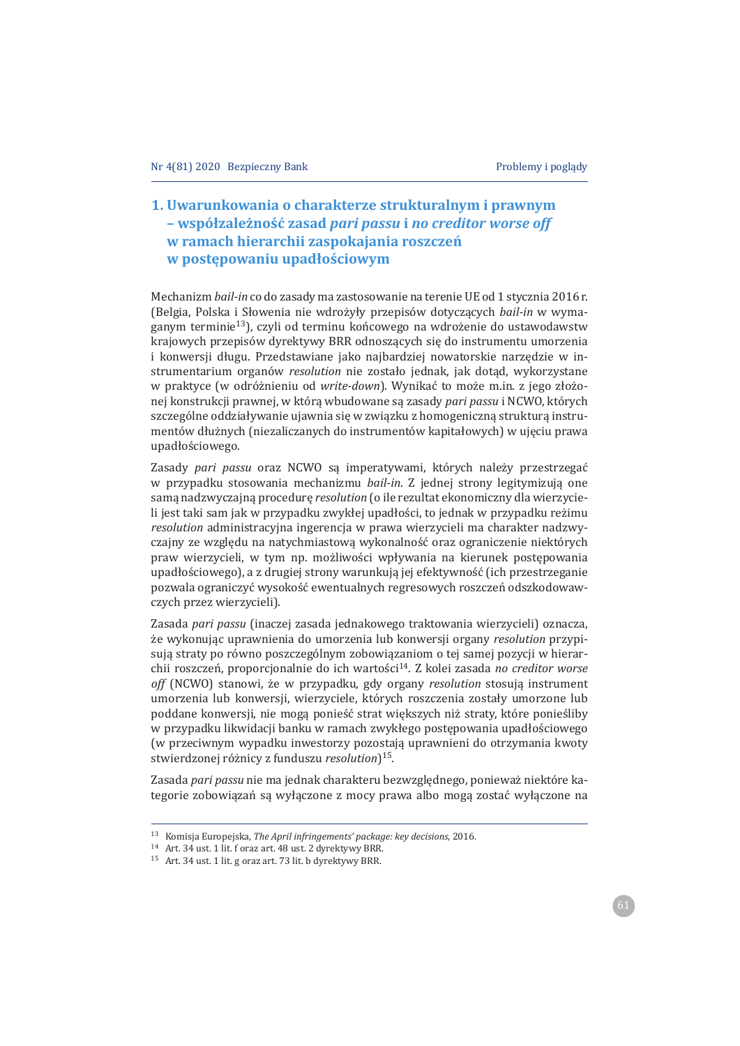## 1. Uwarunkowania o charakterze strukturalnym i prawnym – współzależność zasad *pari passu* i *no creditor worse off* w ramach hierarchii zaspokajania roszczeń w postępowaniu upadłościowym

Mechanizm *bail-in* co do zasady ma zastosowanie na terenie UE od 1 stycznia 2016 r. (Belgia, Polska i Słowenia nie wdrożyły przepisów dotyczących *bail-in* w wymaganym terminie[13]), czyli od terminu końcowego na wdrożenie do ustawodawstw krajowych przepisów dyrektywy BRR odnoszących się do instrumentu umorzenia i konwersji długu. Przedstawiane jako najbardziej nowatorskie narzędzie w instrumentarium organów *resolution* nie zostało jednak, jak dotąd, wykorzystane w praktyce (w odróżnieniu od *write-down*). Wynikać to może m.in. z jego złożonej konstrukcji prawnej, w którą wbudowane są zasady *pari passu* i NCWO, których szczególne oddziaływanie ujawnia się w związku z homogeniczną strukturą instrumentów dłużnych (niezaliczanych do instrumentów kapitałowych) w ujęciu prawa upadłościowego.

Zasady *pari passu* oraz NCWO są imperatywami, których należy przestrzegać w przypadku stosowania mechanizmu *bail-in*. Z jednej strony legitymizują one samą nadzwyczajną procedurę *resolution* (o ile rezultat ekonomiczny dla wierzyciela jest taki sam jak w przypadku zwykłej upadłości, to jednak w przypadku reżimu *resolution* administracyjna ingerencja w prawa wierzycieli ma charakter nadzwyczajny ze względu na natychmiastową wykonalność oraz ograniczenie niektórych praw wierzycieli, w tym np. możliwości wpływania na kierunek postępowania upadłościowego), a z drugiej strony warunkują jej efektywność (ich przestrzeganie pozwala ograniczyć wysokość ewentualnych regresowych roszczeń odszkodowawczych przez wierzycieli).

Zasada *pari passu* (inaczej zasada jednakowego traktowania wierzycieli) oznacza, że wykonując uprawnienia do umorzenia lub konwersji organy *resolution* przypisują straty po równo poszczególnym zobowiązaniom o tej samej pozycji w hierarchii roszczeń, proporcjonalnie do ich wartości[14]. Z kolei zasada *no creditor worse off* (NCWO) stanowi, że w przypadku, gdy organy *resolution* stosują instrument umorzenia lub konwersji, wierzyciele, których roszczenia zostały umorzone lub poddane konwersji, nie mogą ponieść strat większych niż straty, które ponieśliby w przypadku likwidacji banku w ramach zwykłego postępowania upadłościowego (w przeciwnym wypadku inwestorzy pozostają uprawnieni do otrzymania kwoty stwierdzonej różnicy z funduszu *resolution*)[15].

Zasada *pari passu* nie ma jednak charakteru bezwzględnego, ponieważ niektóre kategorie zobowiązań są wyłączone z mocy prawa albo mogą zostać wyłączone na

---

[13] Komisja Europejska, *The April infringements' package: key decisions*, 2016.

[14] Art. 34 ust. 1 lit. f oraz art. 48 ust. 2 dyrektywy BRR.

[15] Art. 34 ust. 1 lit. g oraz art. 73 lit. b dyrektywy BRR.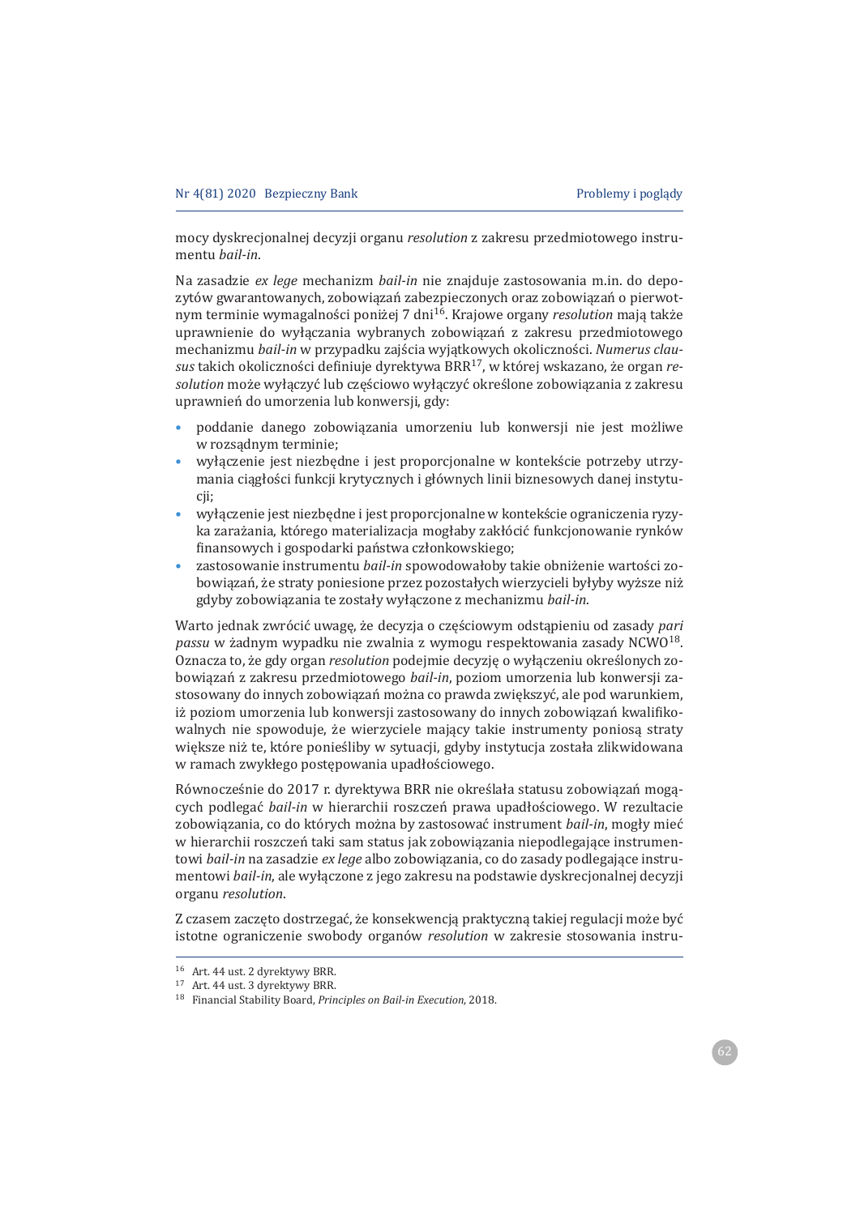mocy dyskrecjonalnej decyzji organu *resolution* z zakresu przedmiotowego instrumentu *bail-in*.

Na zasadzie *ex lege* mechanizm *bail-in* nie znajduje zastosowania m.in. do depozytów gwarantowanych, zobowiązań zabezpieczonych oraz zobowiązań o pierwotnym terminie wymagalności poniżej 7 dni[16]. Krajowe organy *resolution* mają także uprawnienie do wyłączania wybranych zobowiązań z zakresu przedmiotowego mechanizmu *bail-in* w przypadku zajścia wyjątkowych okoliczności. *Numerus clausus* takich okoliczności definiuje dyrektywa BRR[17], w której wskazano, że organ *resolution* może wyłączyć lub częściowo wyłączyć określone zobowiązania z zakresu uprawnień do umorzenia lub konwersji, gdy:

- poddanie danego zobowiązania umorzeniu lub konwersji nie jest możliwe w rozsądnym terminie;
- wyłączenie jest niezbędne i jest proporcjonalne w kontekście potrzeby utrzymania ciągłości funkcji krytycznych i głównych linii biznesowych danej instytucji;
- wyłączenie jest niezbędne i jest proporcjonalne w kontekście ograniczenia ryzyka zarażania, którego materializacja mogłaby zakłócić funkcjonowanie rynków finansowych i gospodarki państwa członkowskiego;
- zastosowanie instrumentu *bail-in* spowodowałoby takie obniżenie wartości zobowiązań, że straty poniesione przez pozostałych wierzycieli byłyby wyższe niż gdyby zobowiązania te zostały wyłączone z mechanizmu *bail-in*.

Warto jednak zwrócić uwagę, że decyzja o częściowym odstąpieniu od zasady *pari passu* w żadnym wypadku nie zwalnia z wymogu respektowania zasady NCWO[18]. Oznacza to, że gdy organ *resolution* podejmie decyzję o wyłączeniu określonych zobowiązań z zakresu przedmiotowego *bail-in*, poziom umorzenia lub konwersji zastosowany do innych zobowiązań można co prawda zwiększyć, ale pod warunkiem, iż poziom umorzenia lub konwersji zastosowany do innych zobowiązań kwalifikowalnych nie spowoduje, że wierzyciele mający takie instrumenty poniosą straty większe niż te, które ponieśliby w sytuacji, gdyby instytucja została zlikwidowana w ramach zwykłego postępowania upadłościowego.

Równocześnie do 2017 r. dyrektywa BRR nie określała statusu zobowiązań mogących podlegać *bail-in* w hierarchii roszczeń prawa upadłościowego. W rezultacie zobowiązania, co do których można by zastosować instrument *bail-in*, mogły mieć w hierarchii roszczeń taki sam status jak zobowiązania niepodlegające instrumentowi *bail-in* na zasadzie *ex lege* albo zobowiązania, co do zasady podlegające instrumentowi *bail-in*, ale wyłączone z jego zakresu na podstawie dyskrecjonalnej decyzji organu *resolution*.

Z czasem zaczęto dostrzegać, że konsekwencją praktyczną takiej regulacji może być istotne ograniczenie swobody organów *resolution* w zakresie stosowania instru-

---

[16] Art. 44 ust. 2 dyrektywy BRR.

[17] Art. 44 ust. 3 dyrektywy BRR.

[18] Financial Stability Board, *Principles on Bail-in Execution*, 2018.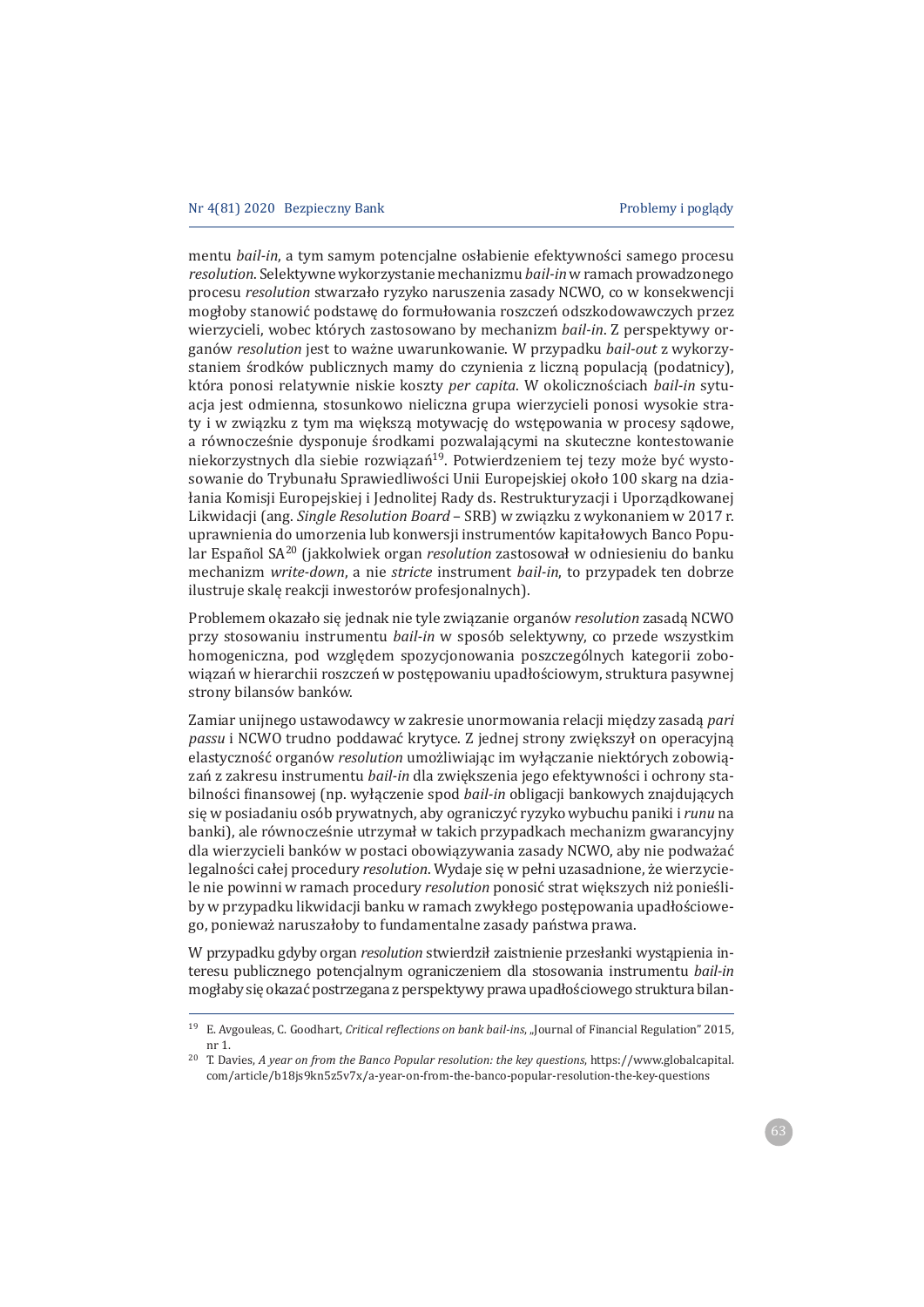mentu *bail-in*, a tym samym potencjalne osłabienie efektywności samego procesu *resolution*. Selektywne wykorzystanie mechanizmu *bail-in* w ramach prowadzonego procesu *resolution* stwarzało ryzyko naruszenia zasady NCWO, co w konsekwencji mogłoby stanowić podstawę do formułowania roszczeń odszkodowawczych przez wierzycieli, wobec których zastosowano by mechanizm *bail-in*. Z perspektywy organów *resolution* jest to ważne uwarunkowanie. W przypadku *bail-out* z wykorzystaniem środków publicznych mamy do czynienia z liczną populacją (podatnicy), która ponosi relatywnie niskie koszty *per capita*. W okolicznościach *bail-in* sytuacja jest odmienna, stosunkowo nieliczna grupa wierzycieli ponosi wysokie straty i w związku z tym ma większą motywację do wstępowania w procesy sądowe, a równocześnie dysponuje środkami pozwalającymi na skuteczne kontestowanie niekorzystnych dla siebie rozwiązań[19]. Potwierdzeniem tej tezy może być wystosowanie do Trybunału Sprawiedliwości Unii Europejskiej około 100 skarg na działania Komisji Europejskiej i Jednolitej Rady ds. Restrukturyzacji i Uporządkowanej Likwidacji (ang. *Single Resolution Board* – SRB) w związku z wykonaniem w 2017 r. uprawnienia do umorzenia lub konwersji instrumentów kapitałowych Banco Popular Español SA[20] (jakkolwiek organ *resolution* zastosował w odniesieniu do banku mechanizm *write-down*, a nie *stricte* instrument *bail-in*, to przypadek ten dobrze ilustruje skalę reakcji inwestorów profesjonalnych).

Problemem okazało się jednak nie tyle związanie organów *resolution* zasadą NCWO przy stosowaniu instrumentu *bail-in* w sposób selektywny, co przede wszystkim homogeniczna, pod względem spozycjonowania poszczególnych kategorii zobowiązań w hierarchii roszczeń w postępowaniu upadłościowym, struktura pasywnej strony bilansów banków.

Zamiar unijnego ustawodawcy w zakresie unormowania relacji między zasadą *pari passu* i NCWO trudno poddawać krytyce. Z jednej strony zwiększył on operacyjną elastyczność organów *resolution* umożliwiając im wyłączanie niektórych zobowiązań z zakresu instrumentu *bail-in* dla zwiększenia jego efektywności i ochrony stabilności finansowej (np. wyłączenie spod *bail-in* obligacji bankowych znajdujących się w posiadaniu osób prywatnych, aby ograniczyć ryzyko wybuchu paniki i *runu* na banki), ale równocześnie utrzymał w takich przypadkach mechanizm gwarancyjny dla wierzycieli banków w postaci obowiązywania zasady NCWO, aby nie podważać legalności całej procedury *resolution*. Wydaje się w pełni uzasadnione, że wierzyciele nie powinni w ramach procedury *resolution* ponosić strat większych niż ponieśliby w przypadku likwidacji banku w ramach zwykłego postępowania upadłościowego, ponieważ naruszałoby to fundamentalne zasady państwa prawa.

W przypadku gdyby organ *resolution* stwierdził zaistnienie przesłanki wystąpienia interesu publicznego potencjalnym ograniczeniem dla stosowania instrumentu *bail-in* mogłaby się okazać postrzegana z perspektywy prawa upadłościowego struktura bilan-

---

[19] E. Avgouleas, C. Goodhart, *Critical reflections on bank bail-ins*, „Journal of Financial Regulation" 2015, nr 1.

[20] T. Davies, *A year on from the Banco Popular resolution: the key questions*, https://www.globalcapital.com/article/b18js9kn5z5v7x/a-year-on-from-the-banco-popular-resolution-the-key-questions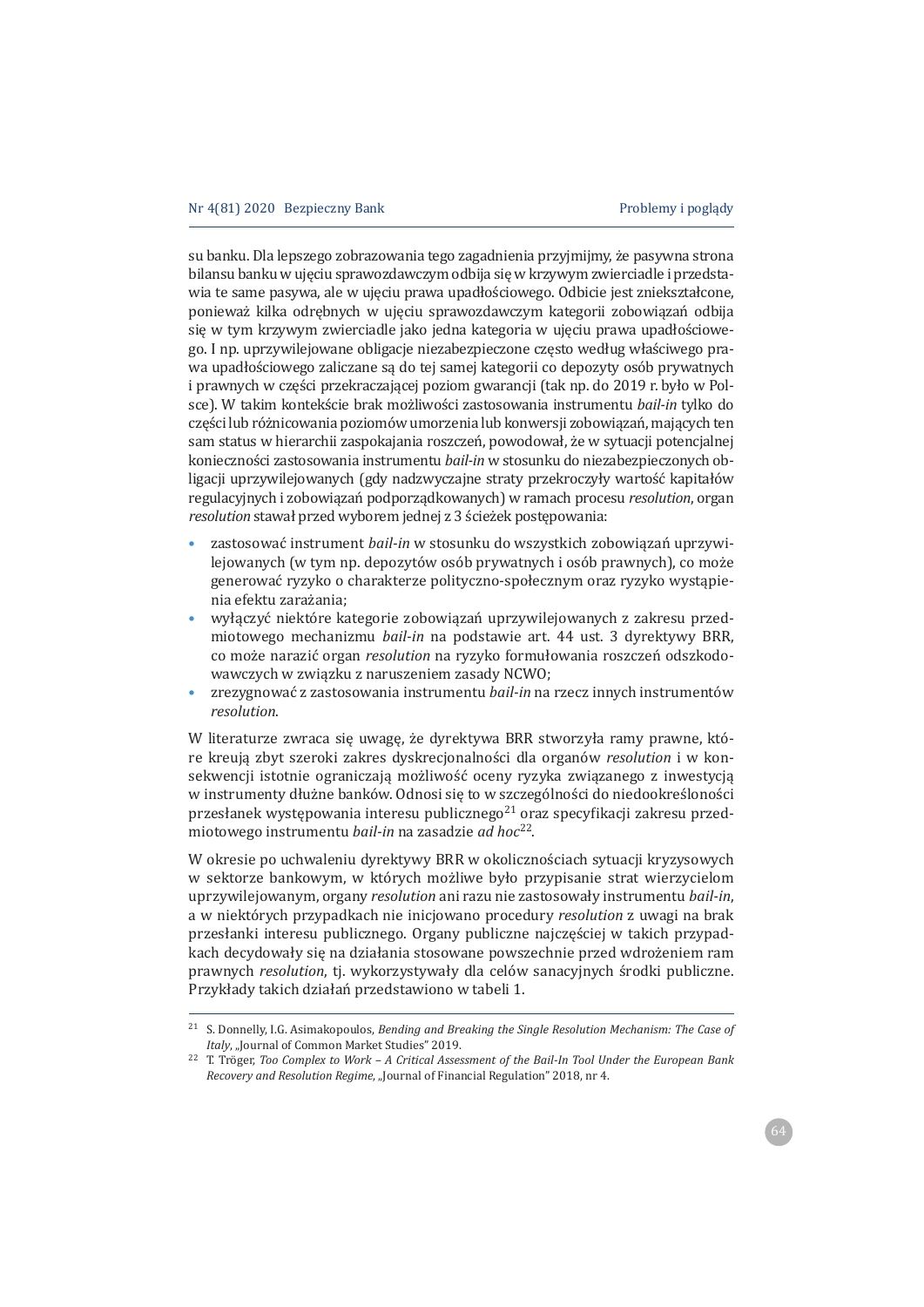su banku. Dla lepszego zobrazowania tego zagadnienia przyjmijmy, że pasywna strona bilansu banku w ujęciu sprawozdawczym odbija się w krzywym zwierciadle i przedstawia te same pasywa, ale w ujęciu prawa upadłościowego. Odbicie jest zniekształcone, ponieważ kilka odrębnych w ujęciu sprawozdawczym kategorii zobowiązań odbija się w tym krzywym zwierciadle jako jedna kategoria w ujęciu prawa upadłościowego. I np. uprzywilejowane obligacje niezabezpieczone często według właściwego prawa upadłościowego zaliczane są do tej samej kategorii co depozyty osób prywatnych i prawnych w części przekraczającej poziom gwarancji (tak np. do 2019 r. było w Polsce). W takim kontekście brak możliwości zastosowania instrumentu *bail-in* tylko do części lub różnicowania poziomów umorzenia lub konwersji zobowiązań, mających ten sam status w hierarchii zaspokajania roszczeń, powodował, że w sytuacji potencjalnej konieczności zastosowania instrumentu *bail-in* w stosunku do niezabezpieczonych obligacji uprzywilejowanych (gdy nadzwyczajne straty przekroczyły wartość kapitałów regulacyjnych i zobowiązań podporządkowanych) w ramach procesu *resolution*, organ *resolution* stawał przed wyborem jednej z 3 ścieżek postępowania:

- zastosować instrument *bail-in* w stosunku do wszystkich zobowiązań uprzywilejowanych (w tym np. depozytów osób prywatnych i osób prawnych), co może generować ryzyko o charakterze polityczno-społecznym oraz ryzyko wystąpienia efektu zarażania;
- wyłączyć niektóre kategorie zobowiązań uprzywilejowanych z zakresu przedmiotowego mechanizmu *bail-in* na podstawie art. 44 ust. 3 dyrektywy BRR, co może narazić organ *resolution* na ryzyko formułowania roszczeń odszkodowawczych w związku z naruszeniem zasady NCWO;
- zrezygnować z zastosowania instrumentu *bail-in* na rzecz innych instrumentów *resolution*.

W literaturze zwraca się uwagę, że dyrektywa BRR stworzyła ramy prawne, które kreują zbyt szeroki zakres dyskrecjonalności dla organów *resolution* i w konsekwencji istotnie ograniczają możliwość oceny ryzyka związanego z inwestycją w instrumenty dłużne banków. Odnosi się to w szczególności do niedookreśloności przesłanek występowania interesu publicznego[21] oraz specyfikacji zakresu przedmiotowego instrumentu *bail-in* na zasadzie *ad hoc*[22].

W okresie po uchwaleniu dyrektywy BRR w okolicznościach sytuacji kryzysowych w sektorze bankowym, w których możliwe było przypisanie strat wierzycielom uprzywilejowanym, organy *resolution* ani razu nie zastosowały instrumentu *bail-in*, a w niektórych przypadkach nie inicjowano procedury *resolution* z uwagi na brak przesłanki interesu publicznego. Organy publiczne najczęściej w takich przypadkach decydowały się na działania stosowane powszechnie przed wdrożeniem ram prawnych *resolution*, tj. wykorzystywały dla celów sanacyjnych środki publiczne. Przykłady takich działań przedstawiono w tabeli 1.

---

[21] S. Donnelly, I.G. Asimakopoulos, *Bending and Breaking the Single Resolution Mechanism: The Case of Italy*, „Journal of Common Market Studies" 2019.

[22] T. Tröger, *Too Complex to Work – A Critical Assessment of the Bail-In Tool Under the European Bank Recovery and Resolution Regime*, „Journal of Financial Regulation" 2018, nr 4.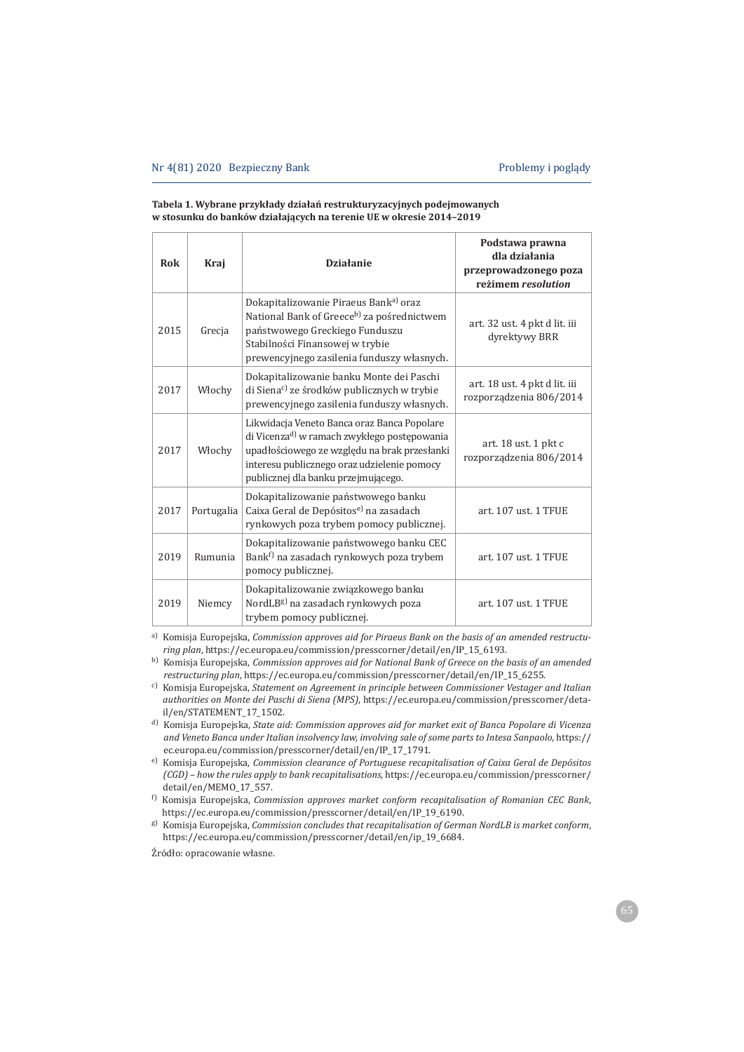**Tabela 1. Wybrane przykłady działań restrukturyzacyjnych podejmowanych w stosunku do banków działających na terenie UE w okresie 2014–2019**

| Rok | Kraj | Działanie | Podstawa prawna dla działania przeprowadzonego poza reżimem *resolution* |
|---|---|---|---|
| 2015 | Grecja | Dokapitalizowanie Piraeus Bank[a] oraz National Bank of Greece[b] za pośrednictwem państwowego Greckiego Funduszu Stabilności Finansowej w trybie prewencyjnego zasilenia funduszy własnych. | art. 32 ust. 4 pkt d lit. iii dyrektywy BRR |
| 2017 | Włochy | Dokapitalizowanie banku Monte dei Paschi di Siena[c] ze środków publicznych w trybie prewencyjnego zasilenia funduszy własnych. | art. 18 ust. 4 pkt d lit. iii rozporządzenia 806/2014 |
| 2017 | Włochy | Likwidacja Veneto Banca oraz Banca Popolare di Vicenza[d] w ramach zwykłego postępowania upadłościowego ze względu na brak przesłanki interesu publicznego oraz udzielenie pomocy publicznej dla banku przejmującego. | art. 18 ust. 1 pkt c rozporządzenia 806/2014 |
| 2017 | Portugalia | Dokapitalizowanie państwowego banku Caixa Geral de Depósitos[e] na zasadach rynkowych poza trybem pomocy publicznej. | art. 107 ust. 1 TFUE |
| 2019 | Rumunia | Dokapitalizowanie państwowego banku CEC Bank[f] na zasadach rynkowych poza trybem pomocy publicznej. | art. 107 ust. 1 TFUE |
| 2019 | Niemcy | Dokapitalizowanie związkowego banku NordLB[g] na zasadach rynkowych poza trybem pomocy publicznej. | art. 107 ust. 1 TFUE |

[a] Komisja Europejska, *Commission approves aid for Piraeus Bank on the basis of an amended restructuring plan*, https://ec.europa.eu/commission/presscorner/detail/en/IP_15_6193.

[b] Komisja Europejska, *Commission approves aid for National Bank of Greece on the basis of an amended restructuring plan*, https://ec.europa.eu/commission/presscorner/detail/en/IP_15_6255.

[c] Komisja Europejska, *Statement on Agreement in principle between Commissioner Vestager and Italian authorities on Monte dei Paschi di Siena (MPS)*, https://ec.europa.eu/commission/presscorner/detail/en/STATEMENT_17_1502.

[d] Komisja Europejska, *State aid: Commission approves aid for market exit of Banca Popolare di Vicenza and Veneto Banca under Italian insolvency law, involving sale of some parts to Intesa Sanpaolo*, https://ec.europa.eu/commission/presscorner/detail/en/IP_17_1791.

[e] Komisja Europejska, *Commission clearance of Portuguese recapitalisation of Caixa Geral de Depósitos (CGD) – how the rules apply to bank recapitalisations*, https://ec.europa.eu/commission/presscorner/detail/en/MEMO_17_557.

[f] Komisja Europejska, *Commission approves market conform recapitalisation of Romanian CEC Bank*, https://ec.europa.eu/commission/presscorner/detail/en/IP_19_6190.

[g] Komisja Europejska, *Commission concludes that recapitalisation of German NordLB is market conform*, https://ec.europa.eu/commission/presscorner/detail/en/ip_19_6684.

Źródło: opracowanie własne.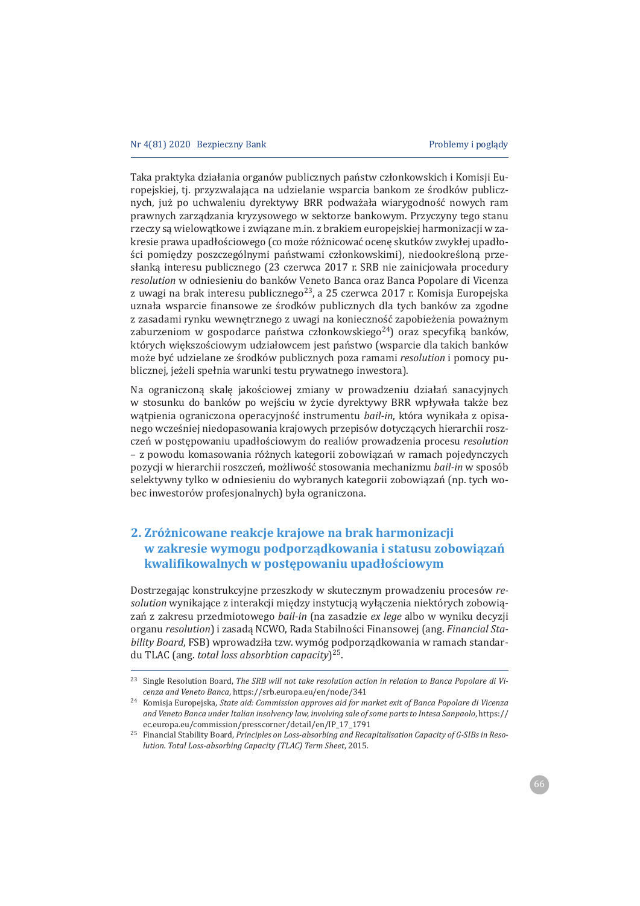Taka praktyka działania organów publicznych państw członkowskich i Komisji Europejskiej, tj. przyzwalająca na udzielanie wsparcia bankom ze środków publicznych, już po uchwaleniu dyrektywy BRR podważała wiarygodność nowych ram prawnych zarządzania kryzysowego w sektorze bankowym. Przyczyny tego stanu rzeczy są wielowątkowe i związane m.in. z brakiem europejskiej harmonizacji w zakresie prawa upadłościowego (co może różnicować ocenę skutków zwykłej upadłości pomiędzy poszczególnymi państwami członkowskimi), niedookreśloną przesłanką interesu publicznego (23 czerwca 2017 r. SRB nie zainicjowała procedury *resolution* w odniesieniu do banków Veneto Banca oraz Banca Popolare di Vicenza z uwagi na brak interesu publicznego[23], a 25 czerwca 2017 r. Komisja Europejska uznała wsparcie finansowe ze środków publicznych dla tych banków za zgodne z zasadami rynku wewnętrznego z uwagi na konieczność zapobieżenia poważnym zaburzeniom w gospodarce państwa członkowskiego[24]) oraz specyfiką banków, których większościowym udziałowcem jest państwo (wsparcie dla takich banków może być udzielane ze środków publicznych poza ramami *resolution* i pomocy publicznej, jeżeli spełnia warunki testu prywatnego inwestora).

Na ograniczoną skalę jakościowej zmiany w prowadzeniu działań sanacyjnych w stosunku do banków po wejściu w życie dyrektywy BRR wpływała także bez wątpienia ograniczona operacyjność instrumentu *bail-in*, która wynikała z opisanego wcześniej niedopasowania krajowych przepisów dotyczących hierarchii roszczeń w postępowaniu upadłościowym do realiów prowadzenia procesu *resolution* – z powodu komasowania różnych kategorii zobowiązań w ramach pojedynczych pozycji w hierarchii roszczeń, możliwość stosowania mechanizmu *bail-in* w sposób selektywny tylko w odniesieniu do wybranych kategorii zobowiązań (np. tych wobec inwestorów profesjonalnych) była ograniczona.

## 2. Zróżnicowane reakcje krajowe na brak harmonizacji w zakresie wymogu podporządkowania i statusu zobowiązań kwalifikowalnych w postępowaniu upadłościowym

Dostrzegając konstrukcyjne przeszkody w skutecznym prowadzeniu procesów *resolution* wynikające z interakcji między instytucją wyłączenia niektórych zobowiązań z zakresu przedmiotowego *bail-in* (na zasadzie *ex lege* albo w wyniku decyzji organu *resolution*) i zasadą NCWO, Rada Stabilności Finansowej (ang. *Financial Stability Board*, FSB) wprowadziła tzw. wymóg podporządkowania w ramach standardu TLAC (ang. *total loss absorbtion capacity*)[25].

---

[23] Single Resolution Board, *The SRB will not take resolution action in relation to Banca Popolare di Vicenza and Veneto Banca*, https://srb.europa.eu/en/node/341

[24] Komisja Europejska, *State aid: Commission approves aid for market exit of Banca Popolare di Vicenza and Veneto Banca under Italian insolvency law, involving sale of some parts to Intesa Sanpaolo*, https://ec.europa.eu/commission/presscorner/detail/en/IP_17_1791

[25] Financial Stability Board, *Principles on Loss-absorbing and Recapitalisation Capacity of G-SIBs in Resolution. Total Loss-absorbing Capacity (TLAC) Term Sheet*, 2015.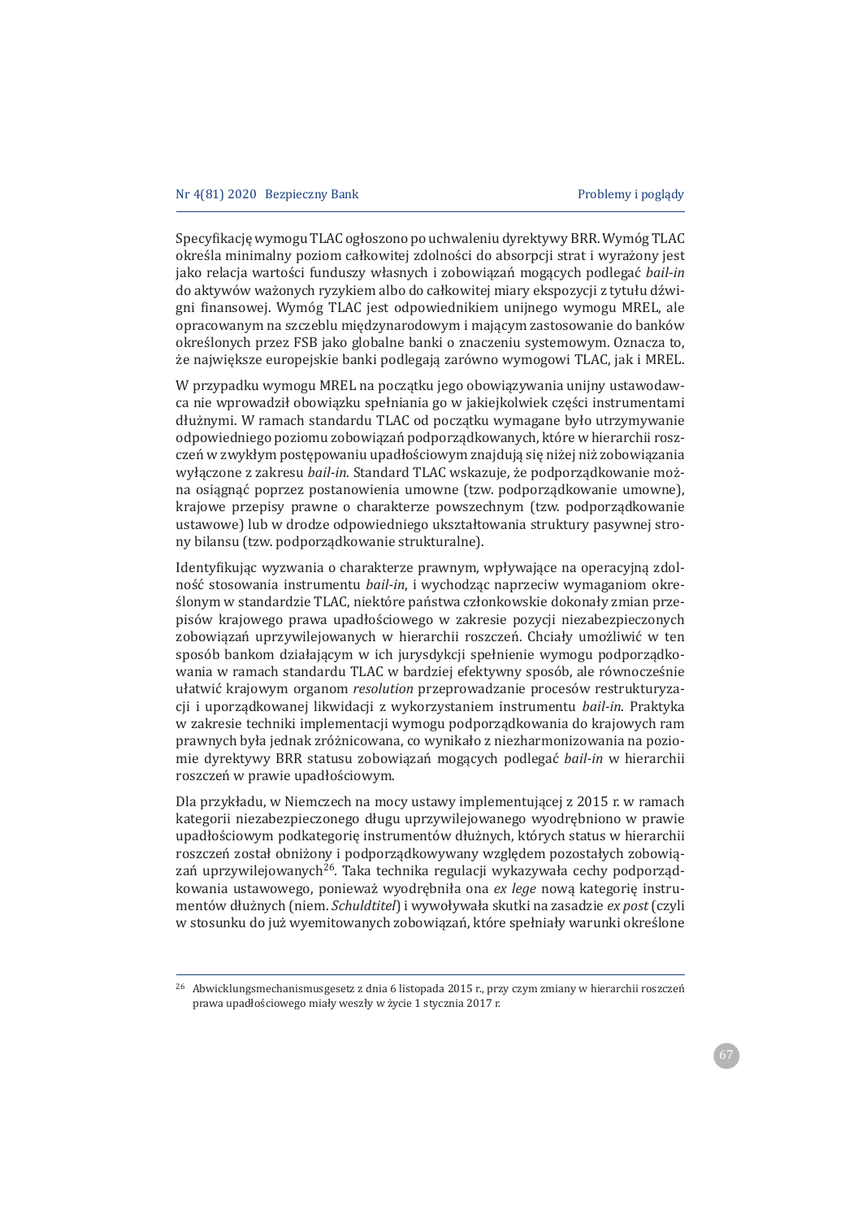Specyfikację wymogu TLAC ogłoszono po uchwaleniu dyrektywy BRR. Wymóg TLAC określa minimalny poziom całkowitej zdolności do absorpcji strat i wyrażony jest jako relacja wartości funduszy własnych i zobowiązań mogących podlegać *bail-in* do aktywów ważonych ryzykiem albo do całkowitej miary ekspozycji z tytułu dźwigni finansowej. Wymóg TLAC jest odpowiednikiem unijnego wymogu MREL, ale opracowanym na szczeblu międzynarodowym i mającym zastosowanie do banków określonych przez FSB jako globalne banki o znaczeniu systemowym. Oznacza to, że największe europejskie banki podlegają zarówno wymogowi TLAC, jak i MREL.

W przypadku wymogu MREL na początku jego obowiązywania unijny ustawodawca nie wprowadził obowiązku spełniania go w jakiejkolwiek części instrumentami dłużnymi. W ramach standardu TLAC od początku wymagane było utrzymywanie odpowiedniego poziomu zobowiązań podporządkowanych, które w hierarchii roszczeń w zwykłym postępowaniu upadłościowym znajdują się niżej niż zobowiązania wyłączone z zakresu *bail-in*. Standard TLAC wskazuje, że podporządkowanie można osiągnąć poprzez postanowienia umowne (tzw. podporządkowanie umowne), krajowe przepisy prawne o charakterze powszechnym (tzw. podporządkowanie ustawowe) lub w drodze odpowiedniego ukształtowania struktury pasywnej strony bilansu (tzw. podporządkowanie strukturalne).

Identyfikując wyzwania o charakterze prawnym, wpływające na operacyjną zdolność stosowania instrumentu *bail-in*, i wychodząc naprzeciw wymaganiom określonym w standardzie TLAC, niektóre państwa członkowskie dokonały zmian przepisów krajowego prawa upadłościowego w zakresie pozycji niezabezpieczonych zobowiązań uprzywilejowanych w hierarchii roszczeń. Chciały umożliwić w ten sposób bankom działającym w ich jurysdykcji spełnienie wymogu podporządkowania w ramach standardu TLAC w bardziej efektywny sposób, ale równocześnie ułatwić krajowym organom *resolution* przeprowadzanie procesów restrukturyzacji i uporządkowanej likwidacji z wykorzystaniem instrumentu *bail-in*. Praktyka w zakresie techniki implementacji wymogu podporządkowania do krajowych ram prawnych była jednak zróżnicowana, co wynikało z niezharmonizowania na poziomie dyrektywy BRR statusu zobowiązań mogących podlegać *bail-in* w hierarchii roszczeń w prawie upadłościowym.

Dla przykładu, w Niemczech na mocy ustawy implementującej z 2015 r. w ramach kategorii niezabezpieczonego długu uprzywilejowanego wyodrębniono w prawie upadłościowym podkategorię instrumentów dłużnych, których status w hierarchii roszczeń został obniżony i podporządkowywany względem pozostałych zobowiązań uprzywilejowanych[26]. Taka technika regulacji wykazywała cechy podporządkowania ustawowego, ponieważ wyodrębniła ona *ex lege* nową kategorię instrumentów dłużnych (niem. *Schuldtitel*) i wywoływała skutki na zasadzie *ex post* (czyli w stosunku do już wyemitowanych zobowiązań, które spełniały warunki określone

---

[26] Abwicklungsmechanismusgesetz z dnia 6 listopada 2015 r., przy czym zmiany w hierarchii roszczeń prawa upadłościowego miały weszły w życie 1 stycznia 2017 r.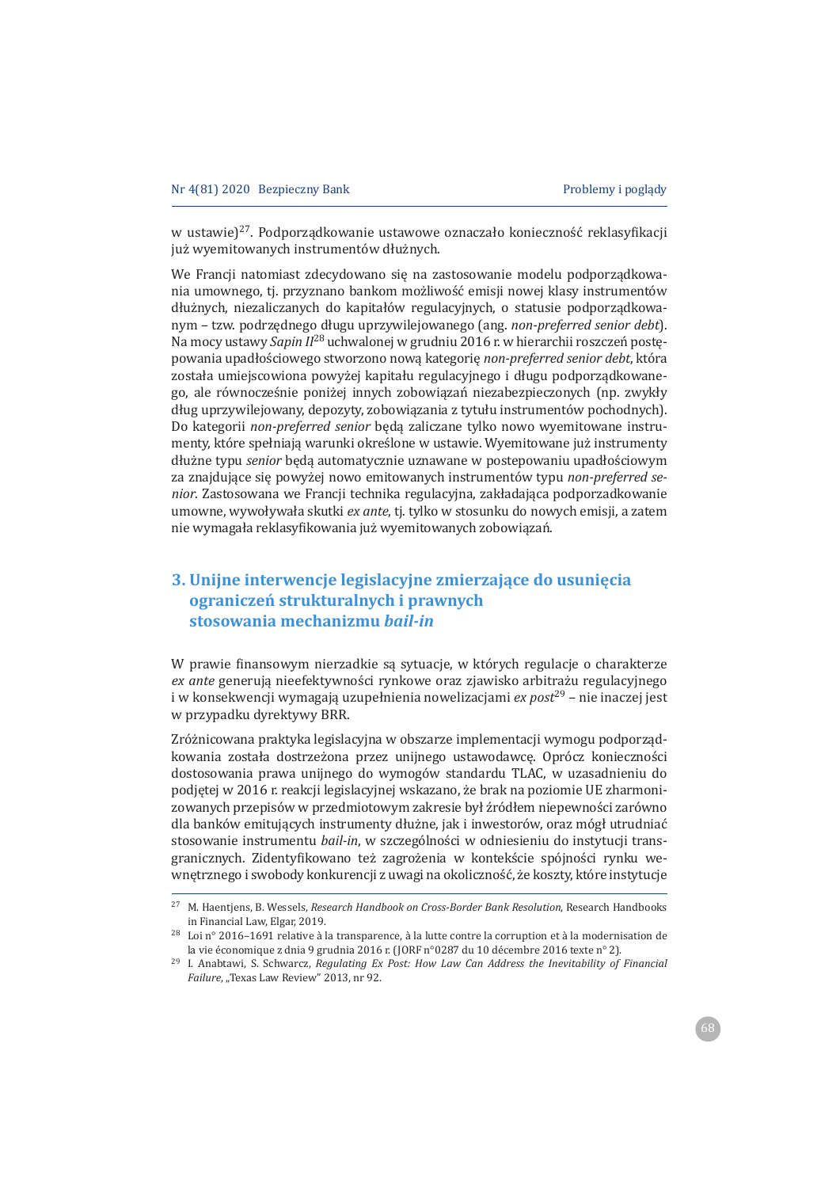w ustawie)[27]. Podporządkowanie ustawowe oznaczało konieczność reklasyfikacji już wyemitowanych instrumentów dłużnych.

We Francji natomiast zdecydowano się na zastosowanie modelu podporządkowania umownego, tj. przyznano bankom możliwość emisji nowej klasy instrumentów dłużnych, niezaliczanych do kapitałów regulacyjnych, o statusie podporządkowanym – tzw. podrzędnego długu uprzywilejowanego (ang. *non-preferred senior debt*). Na mocy ustawy *Sapin II*[28] uchwalonej w grudniu 2016 r. w hierarchii roszczeń postępowania upadłościowego stworzono nową kategorię *non-preferred senior debt*, która została umiejscowiona powyżej kapitału regulacyjnego i długu podporządkowanego, ale równocześnie poniżej innych zobowiązań niezabezpieczonych (np. zwykły dług uprzywilejowany, depozyty, zobowiązania z tytułu instrumentów pochodnych). Do kategorii *non-preferred senior* będą zaliczane tylko nowo wyemitowane instrumenty, które spełniają warunki określone w ustawie. Wyemitowane już instrumenty dłużne typu *senior* będą automatycznie uznawane w postepowaniu upadłościowym za znajdujące się powyżej nowo emitowanych instrumentów typu *non-preferred senior*. Zastosowana we Francji technika regulacyjna, zakładająca podporządkowanie umowne, wywoływała skutki *ex ante*, tj. tylko w stosunku do nowych emisji, a zatem nie wymagała reklasyfikowania już wyemitowanych zobowiązań.

## 3. Unijne interwencje legislacyjne zmierzające do usunięcia ograniczeń strukturalnych i prawnych stosowania mechanizmu *bail-in*

W prawie finansowym nierzadkie są sytuacje, w których regulacje o charakterze *ex ante* generują nieefektywności rynkowe oraz zjawisko arbitrażu regulacyjnego i w konsekwencji wymagają uzupełnienia nowelizacjami *ex post*[29] – nie inaczej jest w przypadku dyrektywy BRR.

Zróżnicowana praktyka legislacyjna w obszarze implementacji wymogu podporządkowania została dostrzeżona przez unijnego ustawodawcę. Oprócz konieczności dostosowania prawa unijnego do wymogów standardu TLAC, w uzasadnieniu do podjętej w 2016 r. reakcji legislacyjnej wskazano, że brak na poziomie UE zharmonizowanych przepisów w przedmiotowym zakresie był źródłem niepewności zarówno dla banków emitujących instrumenty dłużne, jak i inwestorów, oraz mógł utrudniać stosowanie instrumentu *bail-in*, w szczególności w odniesieniu do instytucji transgranicznych. Zidentyfikowano też zagrożenia w kontekście spójności rynku wewnętrznego i swobody konkurencji z uwagi na okoliczność, że koszty, które instytucje

---

[27] M. Haentjens, B. Wessels, *Research Handbook on Cross-Border Bank Resolution*, Research Handbooks in Financial Law, Elgar, 2019.

[28] Loi n° 2016–1691 relative à la transparence, à la lutte contre la corruption et à la modernisation de la vie économique z dnia 9 grudnia 2016 r. (JORF n°0287 du 10 décembre 2016 texte n° 2).

[29] I. Anabtawi, S. Schwarcz, *Regulating Ex Post: How Law Can Address the Inevitability of Financial Failure*, „Texas Law Review" 2013, nr 92.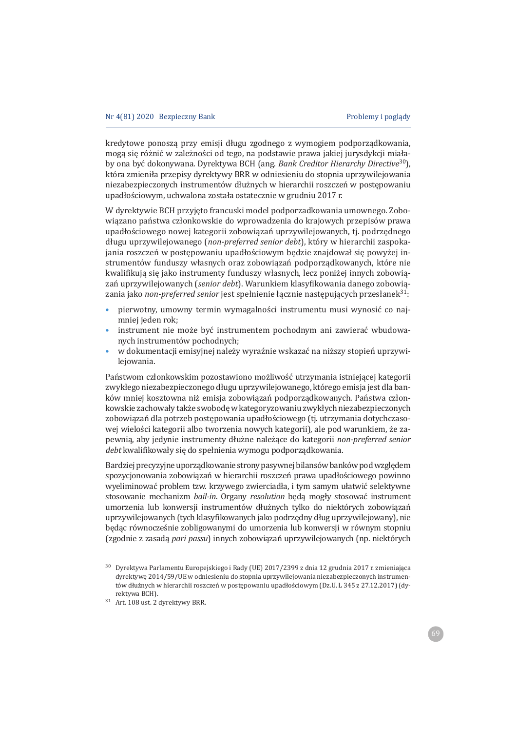kredytowe ponoszą przy emisji długu zgodnego z wymogiem podporządkowania, mogą się różnić w zależności od tego, na podstawie prawa jakiej jurysdykcji miałaby ona być dokonywana. Dyrektywa BCH (ang. *Bank Creditor Hierarchy Directive*[30]), która zmieniła przepisy dyrektywy BRR w odniesieniu do stopnia uprzywilejowania niezabezpieczonych instrumentów dłużnych w hierarchii roszczeń w postępowaniu upadłościowym, uchwalona została ostatecznie w grudniu 2017 r.

W dyrektywie BCH przyjęto francuski model podporządkowania umownego. Zobowiązano państwa członkowskie do wprowadzenia do krajowych przepisów prawa upadłościowego nowej kategorii zobowiązań uprzywilejowanych, tj. podrzędnego długu uprzywilejowanego (*non-preferred senior debt*), który w hierarchii zaspokajania roszczeń w postępowaniu upadłościowym będzie znajdował się powyżej instrumentów funduszy własnych oraz zobowiązań podporządkowanych, które nie kwalifikują się jako instrumenty funduszy własnych, lecz poniżej innych zobowiązań uprzywilejowanych (*senior debt*). Warunkiem klasyfikowania danego zobowiązania jako *non-preferred senior* jest spełnienie łącznie następujących przesłanek[31]:

- pierwotny, umowny termin wymagalności instrumentu musi wynosić co najmniej jeden rok;
- instrument nie może być instrumentem pochodnym ani zawierać wbudowanych instrumentów pochodnych;
- w dokumentacji emisyjnej należy wyraźnie wskazać na niższy stopień uprzywilejowania.

Państwom członkowskim pozostawiono możliwość utrzymania istniejącej kategorii zwykłego niezabezpieczonego długu uprzywilejowanego, którego emisja jest dla banków mniej kosztowna niż emisja zobowiązań podporządkowanych. Państwa członkowskie zachowały także swobodę w kategoryzowaniu zwykłych niezabezpieczonych zobowiązań dla potrzeb postępowania upadłościowego (tj. utrzymania dotychczasowej wielości kategorii albo tworzenia nowych kategorii), ale pod warunkiem, że zapewnią, aby jedynie instrumenty dłużne należące do kategorii *non-preferred senior debt* kwalifikowały się do spełnienia wymogu podporządkowania.

Bardziej precyzyjne uporządkowanie strony pasywnej bilansów banków pod względem spozycjonowania zobowiązań w hierarchii roszczeń prawa upadłościowego powinno wyeliminować problem tzw. krzywego zwierciadła, i tym samym ułatwić selektywne stosowanie mechanizm *bail-in*. Organy *resolution* będą mogły stosować instrument umorzenia lub konwersji instrumentów dłużnych tylko do niektórych zobowiązań uprzywilejowanych (tych klasyfikowanych jako podrzędny dług uprzywilejowany), nie będąc równocześnie zobligowanymi do umorzenia lub konwersji w równym stopniu (zgodnie z zasadą *pari passu*) innych zobowiązań uprzywilejowanych (np. niektórych

---

[30] Dyrektywa Parlamentu Europejskiego i Rady (UE) 2017/2399 z dnia 12 grudnia 2017 r. zmieniająca dyrektywę 2014/59/UE w odniesieniu do stopnia uprzywilejowania niezabezpieczonych instrumentów dłużnych w hierarchii roszczeń w postępowaniu upadłościowym (Dz.U. L 345 z 27.12.2017) (dyrektywa BCH).

[31] Art. 108 ust. 2 dyrektywy BRR.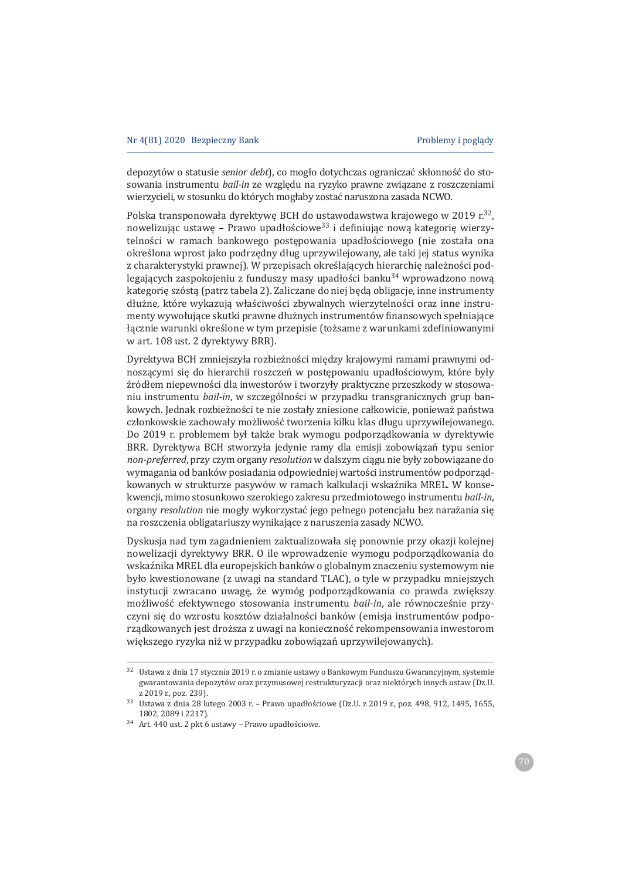depozytów o statusie *senior debt*), co mogło dotychczas ograniczać skłonność do stosowania instrumentu *bail-in* ze względu na ryzyko prawne związane z roszczeniami wierzycieli, w stosunku do których mogłaby zostać naruszona zasada NCWO.

Polska transponowała dyrektywę BCH do ustawodawstwa krajowego w 2019 r.[32], nowelizując ustawę – Prawo upadłościowe[33] i definiując nową kategorię wierzytelności w ramach bankowego postępowania upadłościowego (nie została ona określona wprost jako podrzędny dług uprzywilejowany, ale taki jej status wynika z charakterystyki prawnej). W przepisach określających hierarchię należności podlegających zaspokojeniu z funduszy masy upadłości banku[34] wprowadzono nową kategorię szóstą (patrz tabela 2). Zaliczane do niej będą obligacje, inne instrumenty dłużne, które wykazują właściwości zbywalnych wierzytelności oraz inne instrumenty wywołujące skutki prawne dłużnych instrumentów finansowych spełniające łącznie warunki określone w tym przepisie (tożsame z warunkami zdefiniowanymi w art. 108 ust. 2 dyrektywy BRR).

Dyrektywa BCH zmniejszyła rozbieżności między krajowymi ramami prawnymi odnoszącymi się do hierarchii roszczeń w postępowaniu upadłościowym, które były źródłem niepewności dla inwestorów i tworzyły praktyczne przeszkody w stosowaniu instrumentu *bail-in*, w szczególności w przypadku transgranicznych grup bankowych. Jednak rozbieżności te nie zostały zniesione całkowicie, ponieważ państwa członkowskie zachowały możliwość tworzenia kilku klas długu uprzywilejowanego. Do 2019 r. problemem był także brak wymogu podporządkowania w dyrektywie BRR. Dyrektywa BCH stworzyła jedynie ramy dla emisji zobowiązań typu senior *non-preferred*, przy czym organy *resolution* w dalszym ciągu nie były zobowiązane do wymagania od banków posiadania odpowiedniej wartości instrumentów podporządkowanych w strukturze pasywów w ramach kalkulacji wskaźnika MREL. W konsekwencji, mimo stosunkowo szerokiego zakresu przedmiotowego instrumentu *bail-in*, organy *resolution* nie mogły wykorzystać jego pełnego potencjału bez narażania się na roszczenia obligatariuszy wynikające z naruszenia zasady NCWO.

Dyskusja nad tym zagadnieniem zaktualizowała się ponownie przy okazji kolejnej nowelizacji dyrektywy BRR. O ile wprowadzenie wymogu podporządkowania do wskaźnika MREL dla europejskich banków o globalnym znaczeniu systemowym nie było kwestionowane (z uwagi na standard TLAC), o tyle w przypadku mniejszych instytucji zwracano uwagę, że wymóg podporządkowania co prawda zwiększy możliwość efektywnego stosowania instrumentu *bail-in*, ale równocześnie przyczyni się do wzrostu kosztów działalności banków (emisja instrumentów podporządkowanych jest droższa z uwagi na konieczność rekompensowania inwestorom większego ryzyka niż w przypadku zobowiązań uprzywilejowanych).

---

[32] Ustawa z dnia 17 stycznia 2019 r. o zmianie ustawy o Bankowym Funduszu Gwarancyjnym, systemie gwarantowania depozytów oraz przymusowej restrukturyzacji oraz niektórych innych ustaw (Dz.U. z 2019 r., poz. 239).

[33] Ustawa z dnia 28 lutego 2003 r. – Prawo upadłościowe (Dz.U. z 2019 r., poz. 498, 912, 1495, 1655, 1802, 2089 i 2217).

[34] Art. 440 ust. 2 pkt 6 ustawy – Prawo upadłościowe.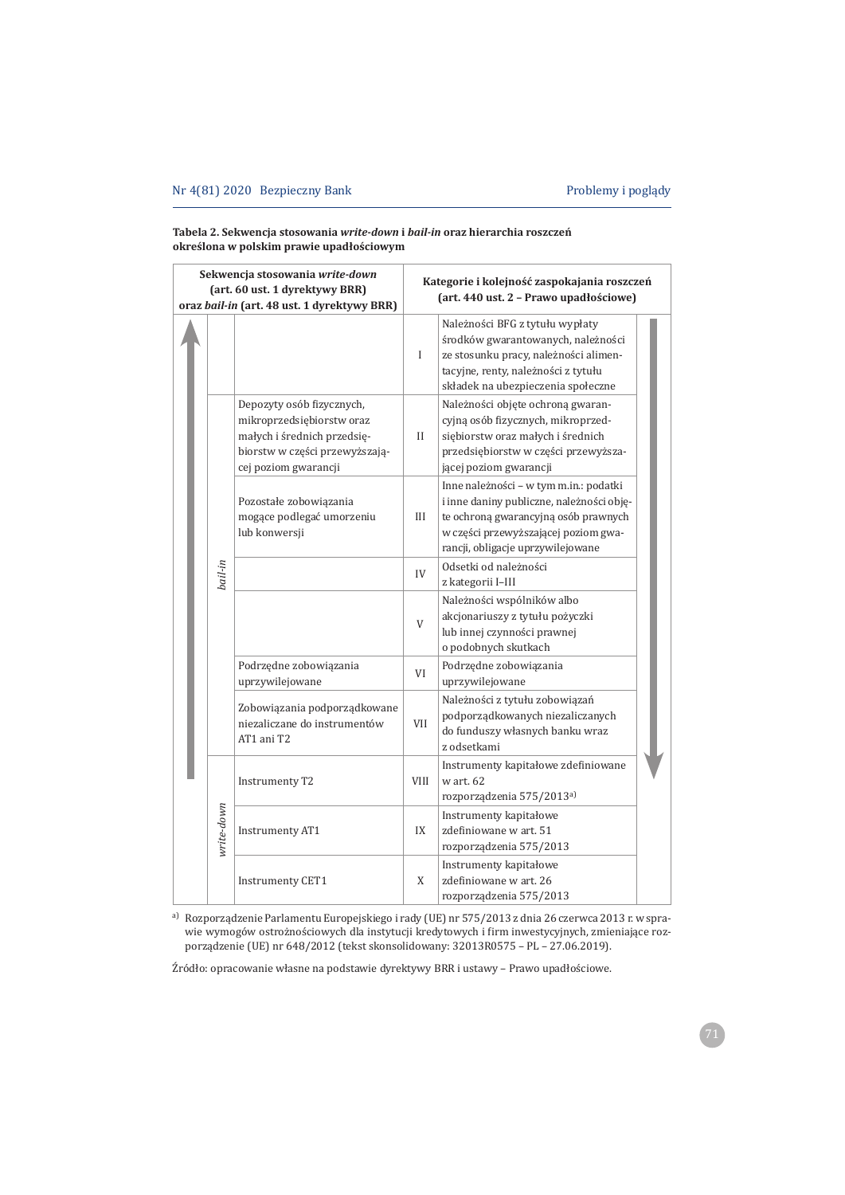**Tabela 2. Sekwencja stosowania *write-down* i *bail-in* oraz hierarchia roszczeń określona w polskim prawie upadłościowym**

| Sekwencja stosowania *write-down* (art. 60 ust. 1 dyrektywy BRR) oraz *bail-in* (art. 48 ust. 1 dyrektywy BRR) | | Kategorie i kolejność zaspokajania roszczeń (art. 440 ust. 2 – Prawo upadłościowe) | |
|---|---|---|---|
| | | I | Należności BFG z tytułu wypłaty środków gwarantowanych, należności ze stosunku pracy, należności alimentacyjne, renty, należności z tytułu składek na ubezpieczenia społeczne |
| *bail-in* | Depozyty osób fizycznych, mikroprzedsiębiorstw oraz małych i średnich przedsiębiorstw w części przewyższającej poziom gwarancji | II | Należności objęte ochroną gwarancyjną osób fizycznych, mikroprzedsiębiorstw oraz małych i średnich przedsiębiorstw w części przewyższającej poziom gwarancji |
| *bail-in* | Pozostałe zobowiązania mogące podlegać umorzeniu lub konwersji | III | Inne należności – w tym m.in.: podatki i inne daniny publiczne, należności objęte ochroną gwarancyjną osób prawnych w części przewyższającej poziom gwarancji, obligacje uprzywilejowane |
| *bail-in* | | IV | Odsetki od należności z kategorii I–III |
| *bail-in* | | V | Należności wspólników albo akcjonariuszy z tytułu pożyczki lub innej czynności prawnej o podobnych skutkach |
| *bail-in* | Podrzędne zobowiązania uprzywilejowane | VI | Podrzędne zobowiązania uprzywilejowane |
| *bail-in* | Zobowiązania podporządkowane niezaliczane do instrumentów AT1 ani T2 | VII | Należności z tytułu zobowiązań podporządkowanych niezaliczanych do funduszy własnych banku wraz z odsetkami |
| *write-down* | Instrumenty T2 | VIII | Instrumenty kapitałowe zdefiniowane w art. 62 rozporządzenia 575/2013[a] |
| *write-down* | Instrumenty AT1 | IX | Instrumenty kapitałowe zdefiniowane w art. 51 rozporządzenia 575/2013 |
| *write-down* | Instrumenty CET1 | X | Instrumenty kapitałowe zdefiniowane w art. 26 rozporządzenia 575/2013 |

[a] Rozporządzenie Parlamentu Europejskiego i rady (UE) nr 575/2013 z dnia 26 czerwca 2013 r. w sprawie wymogów ostrożnościowych dla instytucji kredytowych i firm inwestycyjnych, zmieniające rozporządzenie (UE) nr 648/2012 (tekst skonsolidowany: 32013R0575 – PL – 27.06.2019).

Źródło: opracowanie własne na podstawie dyrektywy BRR i ustawy – Prawo upadłościowe.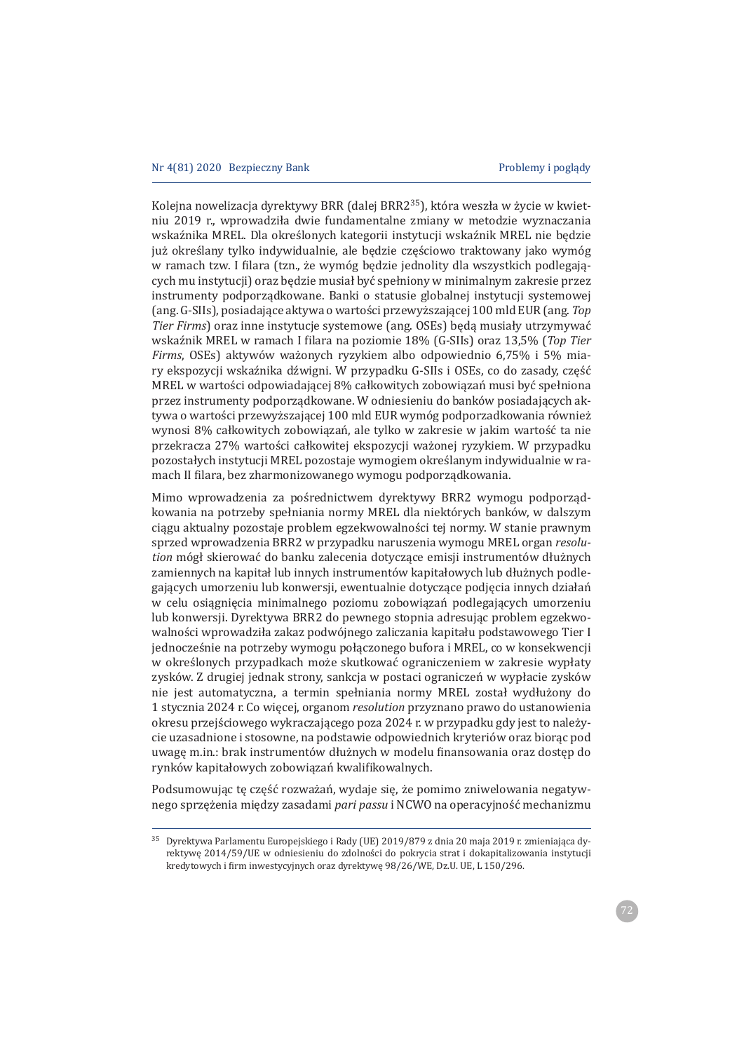Kolejna nowelizacja dyrektywy BRR (dalej BRR2[35]), która weszła w życie w kwietniu 2019 r., wprowadziła dwie fundamentalne zmiany w metodzie wyznaczania wskaźnika MREL. Dla określonych kategorii instytucji wskaźnik MREL nie będzie już określany tylko indywidualnie, ale będzie częściowo traktowany jako wymóg w ramach tzw. I filara (tzn., że wymóg będzie jednolity dla wszystkich podlegających mu instytucji) oraz będzie musiał być spełniony w minimalnym zakresie przez instrumenty podporządkowane. Banki o statusie globalnej instytucji systemowej (ang. G-SIIs), posiadające aktywa o wartości przewyższającej 100 mld EUR (ang. *Top Tier Firms*) oraz inne instytucje systemowe (ang. OSEs) będą musiały utrzymywać wskaźnik MREL w ramach I filara na poziomie 18% (G-SIIs) oraz 13,5% (*Top Tier Firms*, OSEs) aktywów ważonych ryzykiem albo odpowiednio 6,75% i 5% miary ekspozycji wskaźnika dźwigni. W przypadku G-SIIs i OSEs, co do zasady, część MREL w wartości odpowiadającej 8% całkowitych zobowiązań musi być spełniona przez instrumenty podporządkowane. W odniesieniu do banków posiadających aktywa o wartości przewyższającej 100 mld EUR wymóg podporządkowania również wynosi 8% całkowitych zobowiązań, ale tylko w zakresie w jakim wartość ta nie przekracza 27% wartości całkowitej ekspozycji ważonej ryzykiem. W przypadku pozostałych instytucji MREL pozostaje wymogiem określanym indywidualnie w ramach II filara, bez zharmonizowanego wymogu podporządkowania.

Mimo wprowadzenia za pośrednictwem dyrektywy BRR2 wymogu podporządkowania na potrzeby spełniania normy MREL dla niektórych banków, w dalszym ciągu aktualny pozostaje problem egzekwowalności tej normy. W stanie prawnym sprzed wprowadzenia BRR2 w przypadku naruszenia wymogu MREL organ *resolution* mógł skierować do banku zalecenia dotyczące emisji instrumentów dłużnych zamiennych na kapitał lub innych instrumentów kapitałowych lub dłużnych podlegających umorzeniu lub konwersji, ewentualnie dotyczące podjęcia innych działań w celu osiągnięcia minimalnego poziomu zobowiązań podlegających umorzeniu lub konwersji. Dyrektywa BRR2 do pewnego stopnia adresując problem egzekwowalności wprowadziła zakaz podwójnego zaliczania kapitału podstawowego Tier I jednocześnie na potrzeby wymogu połączonego bufora i MREL, co w konsekwencji w określonych przypadkach może skutkować ograniczeniem w zakresie wypłaty zysków. Z drugiej jednak strony, sankcja w postaci ograniczeń w wypłacie zysków nie jest automatyczna, a termin spełniania normy MREL został wydłużony do 1 stycznia 2024 r. Co więcej, organom *resolution* przyznano prawo do ustanowienia okresu przejściowego wykraczającego poza 2024 r. w przypadku gdy jest to należycie uzasadnione i stosowne, na podstawie odpowiednich kryteriów oraz biorąc pod uwagę m.in.: brak instrumentów dłużnych w modelu finansowania oraz dostęp do rynków kapitałowych zobowiązań kwalifikowalnych.

Podsumowując tę część rozważań, wydaje się, że pomimo zniwelowania negatywnego sprzężenia między zasadami *pari passu* i NCWO na operacyjność mechanizmu

---

[35] Dyrektywa Parlamentu Europejskiego i Rady (UE) 2019/879 z dnia 20 maja 2019 r. zmieniająca dyrektywę 2014/59/UE w odniesieniu do zdolności do pokrycia strat i dokapitalizowania instytucji kredytowych i firm inwestycyjnych oraz dyrektywę 98/26/WE, Dz.U. UE, L 150/296.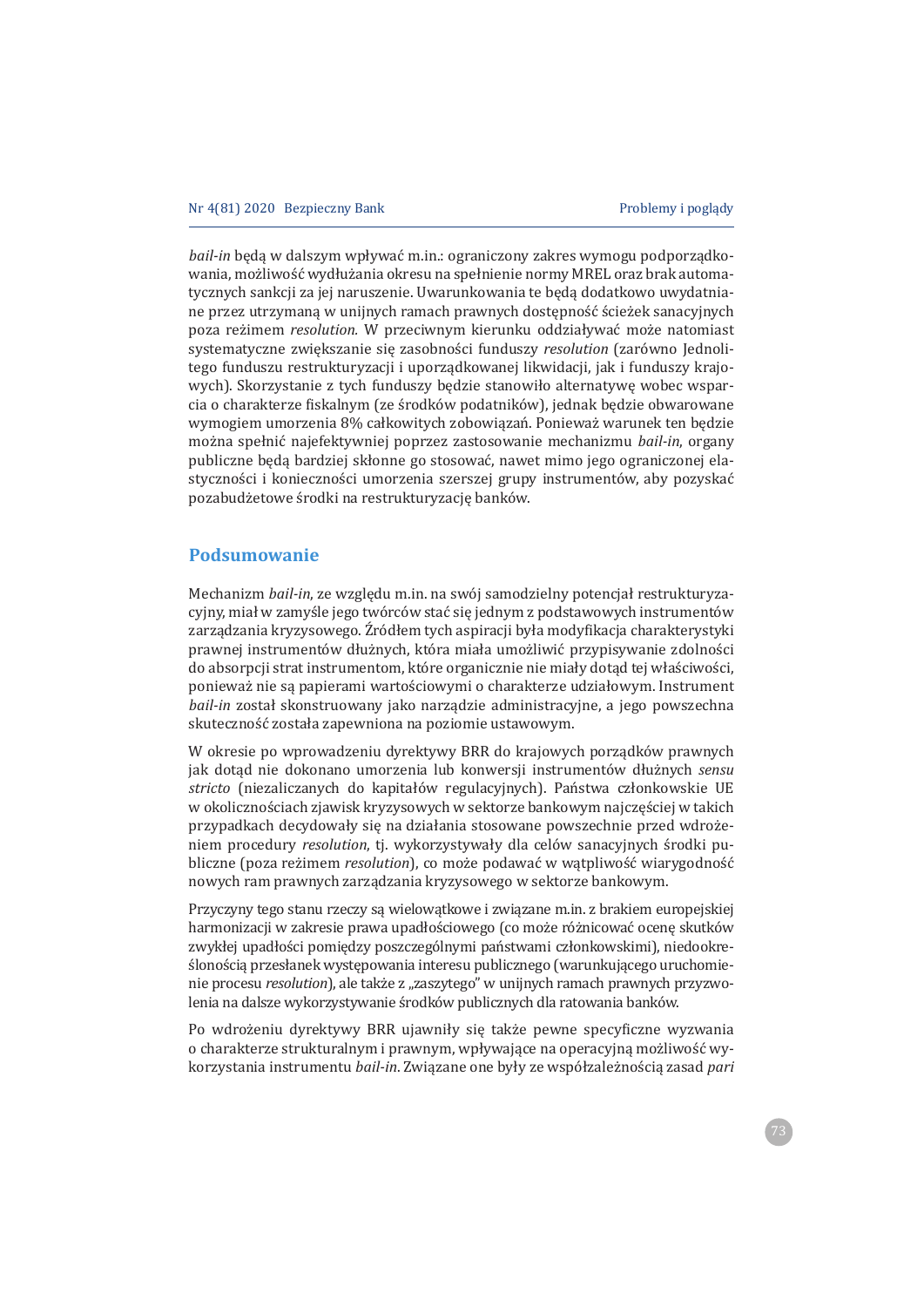*bail-in* będą w dalszym wpływać m.in.: ograniczony zakres wymogu podporządkowania, możliwość wydłużania okresu na spełnienie normy MREL oraz brak automatycznych sankcji za jej naruszenie. Uwarunkowania te będą dodatkowo uwydatniane przez utrzymaną w unijnych ramach prawnych dostępność ścieżek sanacyjnych poza reżimem *resolution*. W przeciwnym kierunku oddziaływać może natomiast systematyczne zwiększanie się zasobności funduszy *resolution* (zarówno Jednolitego funduszu restrukturyzacji i uporządkowanej likwidacji, jak i funduszy krajowych). Skorzystanie z tych funduszy będzie stanowiło alternatywę wobec wsparcia o charakterze fiskalnym (ze środków podatników), jednak będzie obwarowane wymogiem umorzenia 8% całkowitych zobowiązań. Ponieważ warunek ten będzie można spełnić najefektywniej poprzez zastosowanie mechanizmu *bail-in*, organy publiczne będą bardziej skłonne go stosować, nawet mimo jego ograniczonej elastyczności i konieczności umorzenia szerszej grupy instrumentów, aby pozyskać pozabudżetowe środki na restrukturyzację banków.

## Podsumowanie

Mechanizm *bail-in*, ze względu m.in. na swój samodzielny potencjał restrukturyzacyjny, miał w zamyśle jego twórców stać się jednym z podstawowych instrumentów zarządzania kryzysowego. Źródłem tych aspiracji była modyfikacja charakterystyki prawnej instrumentów dłużnych, która miała umożliwić przypisywanie zdolności do absorpcji strat instrumentom, które organicznie nie miały dotąd tej właściwości, ponieważ nie są papierami wartościowymi o charakterze udziałowym. Instrument *bail-in* został skonstruowany jako narządzie administracyjne, a jego powszechna skuteczność została zapewniona na poziomie ustawowym.

W okresie po wprowadzeniu dyrektywy BRR do krajowych porządków prawnych jak dotąd nie dokonano umorzenia lub konwersji instrumentów dłużnych *sensu stricto* (niezaliczanych do kapitałów regulacyjnych). Państwa członkowskie UE w okolicznościach zjawisk kryzysowych w sektorze bankowym najczęściej w takich przypadkach decydowały się na działania stosowane powszechnie przed wdrożeniem procedury *resolution*, tj. wykorzystywały dla celów sanacyjnych środki publiczne (poza reżimem *resolution*), co może podawać w wątpliwość wiarygodność nowych ram prawnych zarządzania kryzysowego w sektorze bankowym.

Przyczyny tego stanu rzeczy są wielowątkowe i związane m.in. z brakiem europejskiej harmonizacji w zakresie prawa upadłościowego (co może różnicować ocenę skutków zwykłej upadłości pomiędzy poszczególnymi państwami członkowskimi), niedookreślonością przesłanek występowania interesu publicznego (warunkującego uruchomienie procesu *resolution*), ale także z „zaszytego" w unijnych ramach prawnych przyzwolenia na dalsze wykorzystywanie środków publicznych dla ratowania banków.

Po wdrożeniu dyrektywy BRR ujawniły się także pewne specyficzne wyzwania o charakterze strukturalnym i prawnym, wpływające na operacyjną możliwość wykorzystania instrumentu *bail-in*. Związane one były ze współzależnością zasad *pari*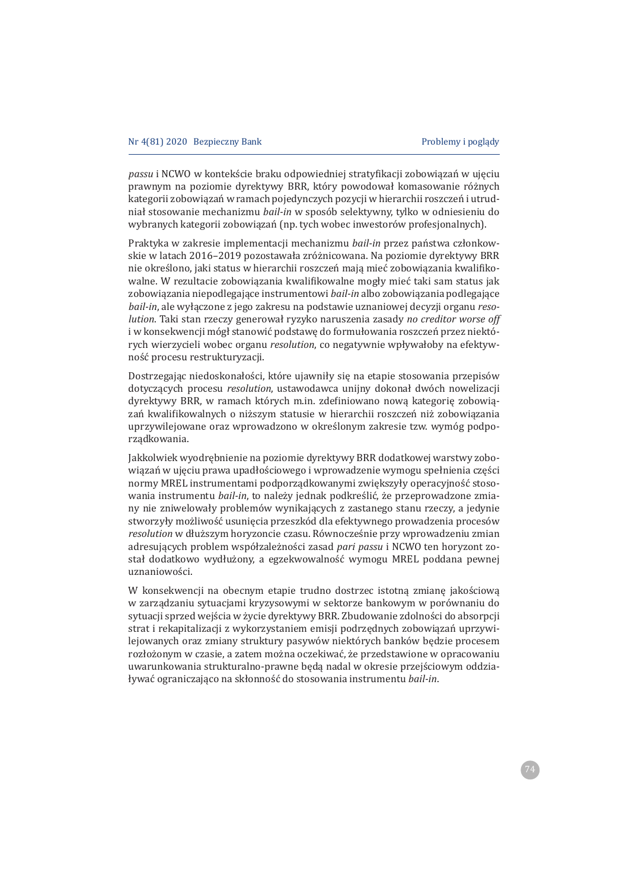*passu* i NCWO w kontekście braku odpowiedniej stratyfikacji zobowiązań w ujęciu prawnym na poziomie dyrektywy BRR, który powodował komasowanie różnych kategorii zobowiązań w ramach pojedynczych pozycji w hierarchii roszczeń i utrudniał stosowanie mechanizmu *bail-in* w sposób selektywny, tylko w odniesieniu do wybranych kategorii zobowiązań (np. tych wobec inwestorów profesjonalnych).

Praktyka w zakresie implementacji mechanizmu *bail-in* przez państwa członkowskie w latach 2016–2019 pozostawała zróżnicowana. Na poziomie dyrektywy BRR nie określono, jaki status w hierarchii roszczeń mają mieć zobowiązania kwalifikowalne. W rezultacie zobowiązania kwalifikowalne mogły mieć taki sam status jak zobowiązania niepodlegające instrumentowi *bail-in* albo zobowiązania podlegające *bail-in*, ale wyłączone z jego zakresu na podstawie uznaniowej decyzji organu *resolution*. Taki stan rzeczy generował ryzyko naruszenia zasady *no creditor worse off* i w konsekwencji mógł stanowić podstawę do formułowania roszczeń przez niektórych wierzycieli wobec organu *resolution*, co negatywnie wpływałoby na efektywność procesu restrukturyzacji.

Dostrzegając niedoskonałości, które ujawniły się na etapie stosowania przepisów dotyczących procesu *resolution*, ustawodawca unijny dokonał dwóch nowelizacji dyrektywy BRR, w ramach których m.in. zdefiniowano nową kategorię zobowiązań kwalifikowalnych o niższym statusie w hierarchii roszczeń niż zobowiązania uprzywilejowane oraz wprowadzono w określonym zakresie tzw. wymóg podporządkowania.

Jakkolwiek wyodrębnienie na poziomie dyrektywy BRR dodatkowej warstwy zobowiązań w ujęciu prawa upadłościowego i wprowadzenie wymogu spełnienia części normy MREL instrumentami podporządkowanymi zwiększyły operacyjność stosowania instrumentu *bail-in*, to należy jednak podkreślić, że przeprowadzone zmiany nie zniwelowały problemów wynikających z zastanego stanu rzeczy, a jedynie stworzyły możliwość usunięcia przeszkód dla efektywnego prowadzenia procesów *resolution* w dłuższym horyzoncie czasu. Równocześnie przy wprowadzeniu zmian adresujących problem współzależności zasad *pari passu* i NCWO ten horyzont został dodatkowo wydłużony, a egzekwowalność wymogu MREL poddana pewnej uznaniowości.

W konsekwencji na obecnym etapie trudno dostrzec istotną zmianę jakościową w zarządzaniu sytuacjami kryzysowymi w sektorze bankowym w porównaniu do sytuacji sprzed wejścia w życie dyrektywy BRR. Zbudowanie zdolności do absorpcji strat i rekapitalizacji z wykorzystaniem emisji podrzędnych zobowiązań uprzywilejowanych oraz zmiany struktury pasywów niektórych banków będzie procesem rozłożonym w czasie, a zatem można oczekiwać, że przedstawione w opracowaniu uwarunkowania strukturalno-prawne będą nadal w okresie przejściowym oddziaływać ograniczająco na skłonność do stosowania instrumentu *bail-in*.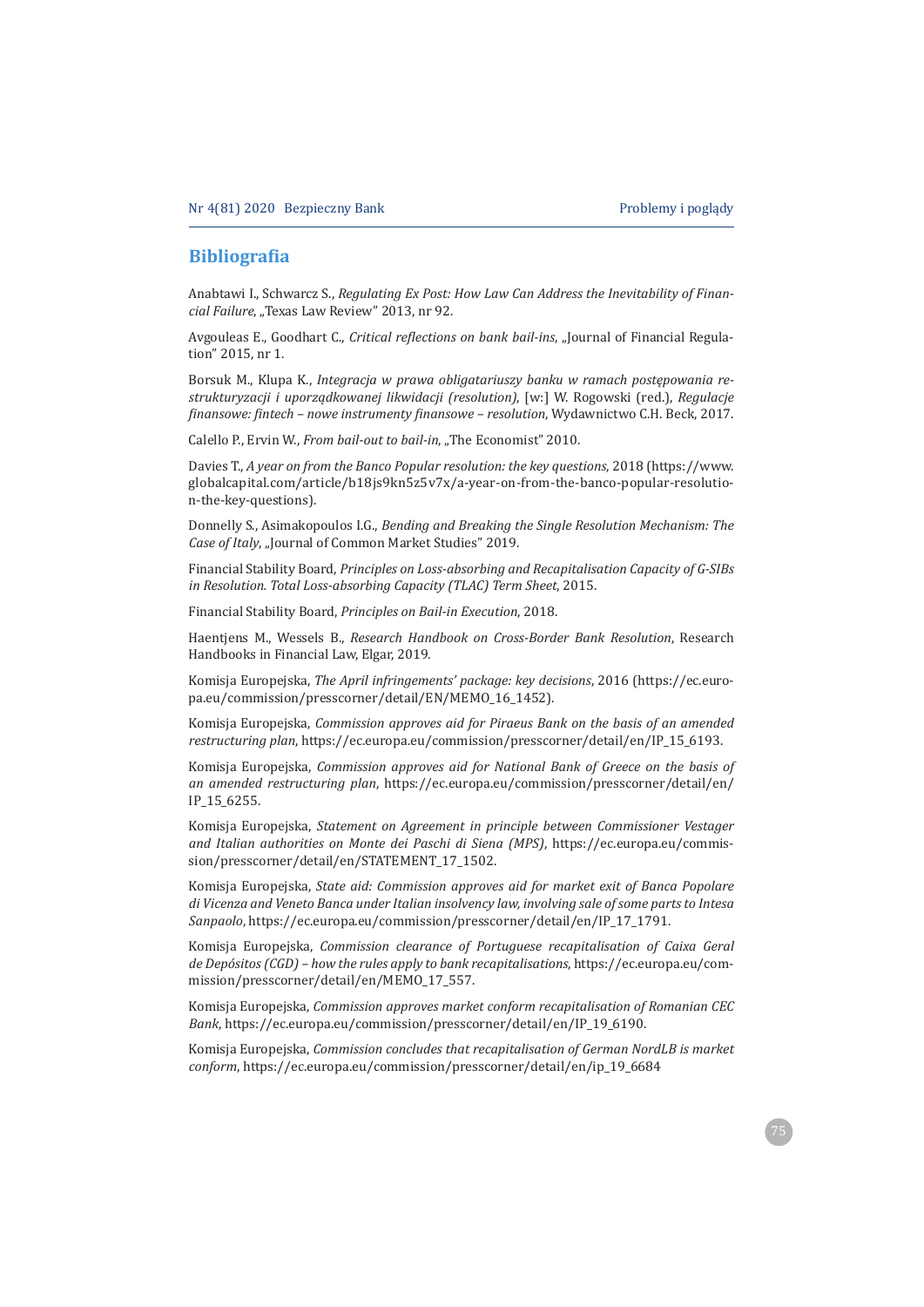## Bibliografia

Anabtawi I., Schwarcz S., *Regulating Ex Post: How Law Can Address the Inevitability of Financial Failure*, „Texas Law Review" 2013, nr 92.

Avgouleas E., Goodhart C., *Critical reflections on bank bail-ins*, „Journal of Financial Regulation" 2015, nr 1.

Borsuk M., Klupa K., *Integracja w prawa obligatariuszy banku w ramach postępowania restrukturyzacji i uporządkowanej likwidacji (resolution)*, [w:] W. Rogowski (red.), *Regulacje finansowe: fintech – nowe instrumenty finansowe – resolution*, Wydawnictwo C.H. Beck, 2017.

Calello P., Ervin W., *From bail-out to bail-in*, „The Economist" 2010.

Davies T., *A year on from the Banco Popular resolution: the key questions*, 2018 (https://www.globalcapital.com/article/b18js9kn5z5v7x/a-year-on-from-the-banco-popular-resolution-the-key-questions).

Donnelly S., Asimakopoulos I.G., *Bending and Breaking the Single Resolution Mechanism: The Case of Italy*, „Journal of Common Market Studies" 2019.

Financial Stability Board, *Principles on Loss-absorbing and Recapitalisation Capacity of G-SIBs in Resolution. Total Loss-absorbing Capacity (TLAC) Term Sheet*, 2015.

Financial Stability Board, *Principles on Bail-in Execution*, 2018.

Haentjens M., Wessels B., *Research Handbook on Cross-Border Bank Resolution*, Research Handbooks in Financial Law, Elgar, 2019.

Komisja Europejska, *The April infringements' package: key decisions*, 2016 (https://ec.europa.eu/commission/presscorner/detail/EN/MEMO_16_1452).

Komisja Europejska, *Commission approves aid for Piraeus Bank on the basis of an amended restructuring plan*, https://ec.europa.eu/commission/presscorner/detail/en/IP_15_6193.

Komisja Europejska, *Commission approves aid for National Bank of Greece on the basis of an amended restructuring plan*, https://ec.europa.eu/commission/presscorner/detail/en/IP_15_6255.

Komisja Europejska, *Statement on Agreement in principle between Commissioner Vestager and Italian authorities on Monte dei Paschi di Siena (MPS)*, https://ec.europa.eu/commission/presscorner/detail/en/STATEMENT_17_1502.

Komisja Europejska, *State aid: Commission approves aid for market exit of Banca Popolare di Vicenza and Veneto Banca under Italian insolvency law, involving sale of some parts to Intesa Sanpaolo*, https://ec.europa.eu/commission/presscorner/detail/en/IP_17_1791.

Komisja Europejska, *Commission clearance of Portuguese recapitalisation of Caixa Geral de Depósitos (CGD) – how the rules apply to bank recapitalisations*, https://ec.europa.eu/commission/presscorner/detail/en/MEMO_17_557.

Komisja Europejska, *Commission approves market conform recapitalisation of Romanian CEC Bank*, https://ec.europa.eu/commission/presscorner/detail/en/IP_19_6190.

Komisja Europejska, *Commission concludes that recapitalisation of German NordLB is market conform*, https://ec.europa.eu/commission/presscorner/detail/en/ip_19_6684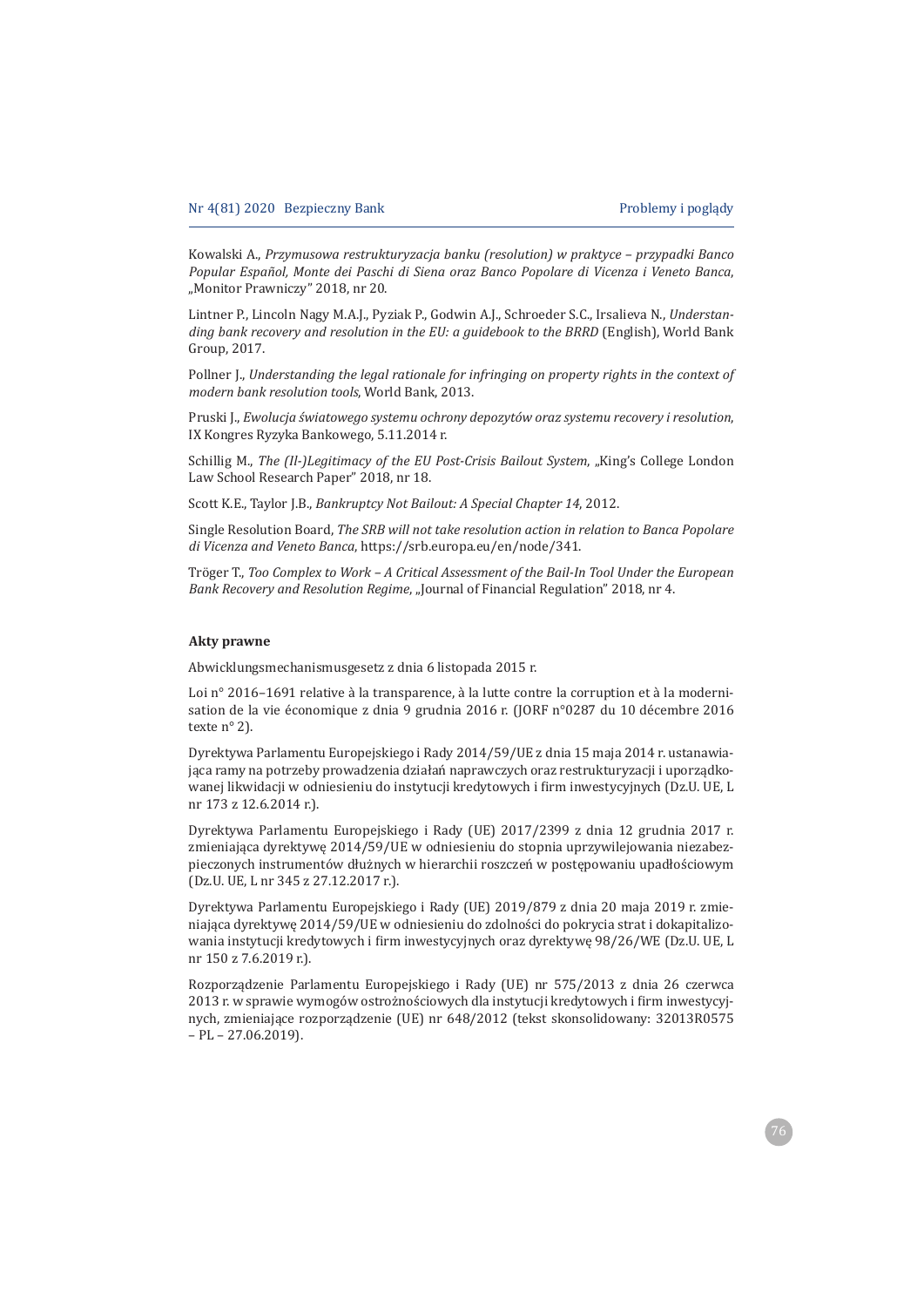Kowalski A., *Przymusowa restrukturyzacja banku (resolution) w praktyce – przypadki Banco Popular Español, Monte dei Paschi di Siena oraz Banco Popolare di Vicenza i Veneto Banca*, „Monitor Prawniczy" 2018, nr 20.

Lintner P., Lincoln Nagy M.A.J., Pyziak P., Godwin A.J., Schroeder S.C., Irsalieva N., *Understanding bank recovery and resolution in the EU: a guidebook to the BRRD* (English), World Bank Group, 2017.

Pollner J., *Understanding the legal rationale for infringing on property rights in the context of modern bank resolution tools*, World Bank, 2013.

Pruski J., *Ewolucja światowego systemu ochrony depozytów oraz systemu recovery i resolution*, IX Kongres Ryzyka Bankowego, 5.11.2014 r.

Schillig M., *The (Il-)Legitimacy of the EU Post-Crisis Bailout System*, „King's College London Law School Research Paper" 2018, nr 18.

Scott K.E., Taylor J.B., *Bankruptcy Not Bailout: A Special Chapter 14*, 2012.

Single Resolution Board, *The SRB will not take resolution action in relation to Banca Popolare di Vicenza and Veneto Banca*, https://srb.europa.eu/en/node/341.

Tröger T., *Too Complex to Work – A Critical Assessment of the Bail-In Tool Under the European Bank Recovery and Resolution Regime*, „Journal of Financial Regulation" 2018, nr 4.

**Akty prawne**

Abwicklungsmechanismusgesetz z dnia 6 listopada 2015 r.

Loi n° 2016–1691 relative à la transparence, à la lutte contre la corruption et à la modernisation de la vie économique z dnia 9 grudnia 2016 r. (JORF n°0287 du 10 décembre 2016 texte n° 2).

Dyrektywa Parlamentu Europejskiego i Rady 2014/59/UE z dnia 15 maja 2014 r. ustanawiająca ramy na potrzeby prowadzenia działań naprawczych oraz restrukturyzacji i uporządkowanej likwidacji w odniesieniu do instytucji kredytowych i firm inwestycyjnych (Dz.U. UE, L nr 173 z 12.6.2014 r.).

Dyrektywa Parlamentu Europejskiego i Rady (UE) 2017/2399 z dnia 12 grudnia 2017 r. zmieniająca dyrektywę 2014/59/UE w odniesieniu do stopnia uprzywilejowania niezabezpieczonych instrumentów dłużnych w hierarchii roszczeń w postępowaniu upadłościowym (Dz.U. UE, L nr 345 z 27.12.2017 r.).

Dyrektywa Parlamentu Europejskiego i Rady (UE) 2019/879 z dnia 20 maja 2019 r. zmieniająca dyrektywę 2014/59/UE w odniesieniu do zdolności do pokrycia strat i dokapitalizowania instytucji kredytowych i firm inwestycyjnych oraz dyrektywę 98/26/WE (Dz.U. UE, L nr 150 z 7.6.2019 r.).

Rozporządzenie Parlamentu Europejskiego i Rady (UE) nr 575/2013 z dnia 26 czerwca 2013 r. w sprawie wymogów ostrożnościowych dla instytucji kredytowych i firm inwestycyjnych, zmieniające rozporządzenie (UE) nr 648/2012 (tekst skonsolidowany: 32013R0575 – PL – 27.06.2019).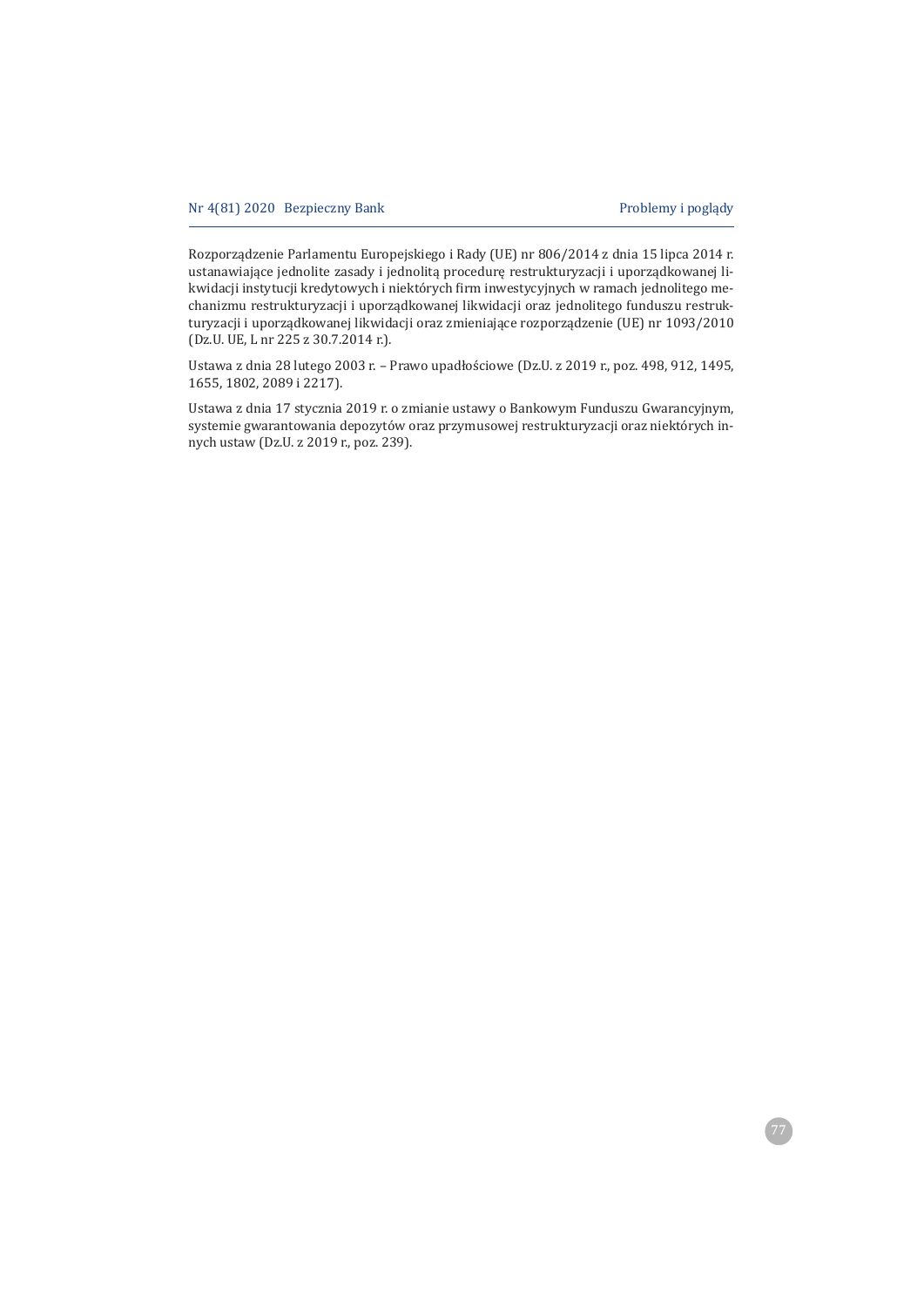Rozporządzenie Parlamentu Europejskiego i Rady (UE) nr 806/2014 z dnia 15 lipca 2014 r. ustanawiające jednolite zasady i jednolitą procedurę restrukturyzacji i uporządkowanej likwidacji instytucji kredytowych i niektórych firm inwestycyjnych w ramach jednolitego mechanizmu restrukturyzacji i uporządkowanej likwidacji oraz jednolitego funduszu restrukturyzacji i uporządkowanej likwidacji oraz zmieniające rozporządzenie (UE) nr 1093/2010 (Dz.U. UE, L nr 225 z 30.7.2014 r.).

Ustawa z dnia 28 lutego 2003 r. – Prawo upadłościowe (Dz.U. z 2019 r., poz. 498, 912, 1495, 1655, 1802, 2089 i 2217).

Ustawa z dnia 17 stycznia 2019 r. o zmianie ustawy o Bankowym Funduszu Gwarancyjnym, systemie gwarantowania depozytów oraz przymusowej restrukturyzacji oraz niektórych innych ustaw (Dz.U. z 2019 r., poz. 239).